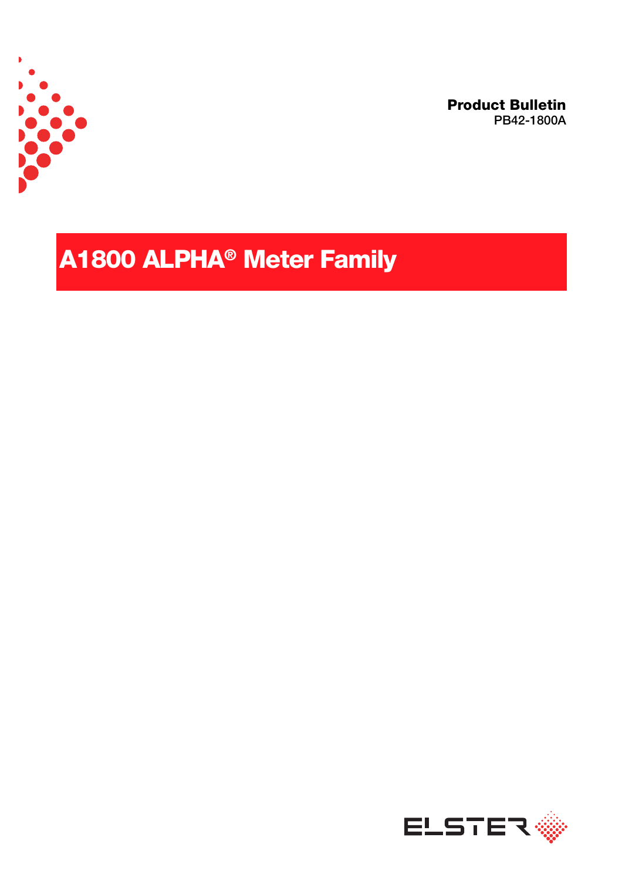**Product Bulletin**
PB42-1800A

# A1800 ALPHA® Meter Family

ELSTER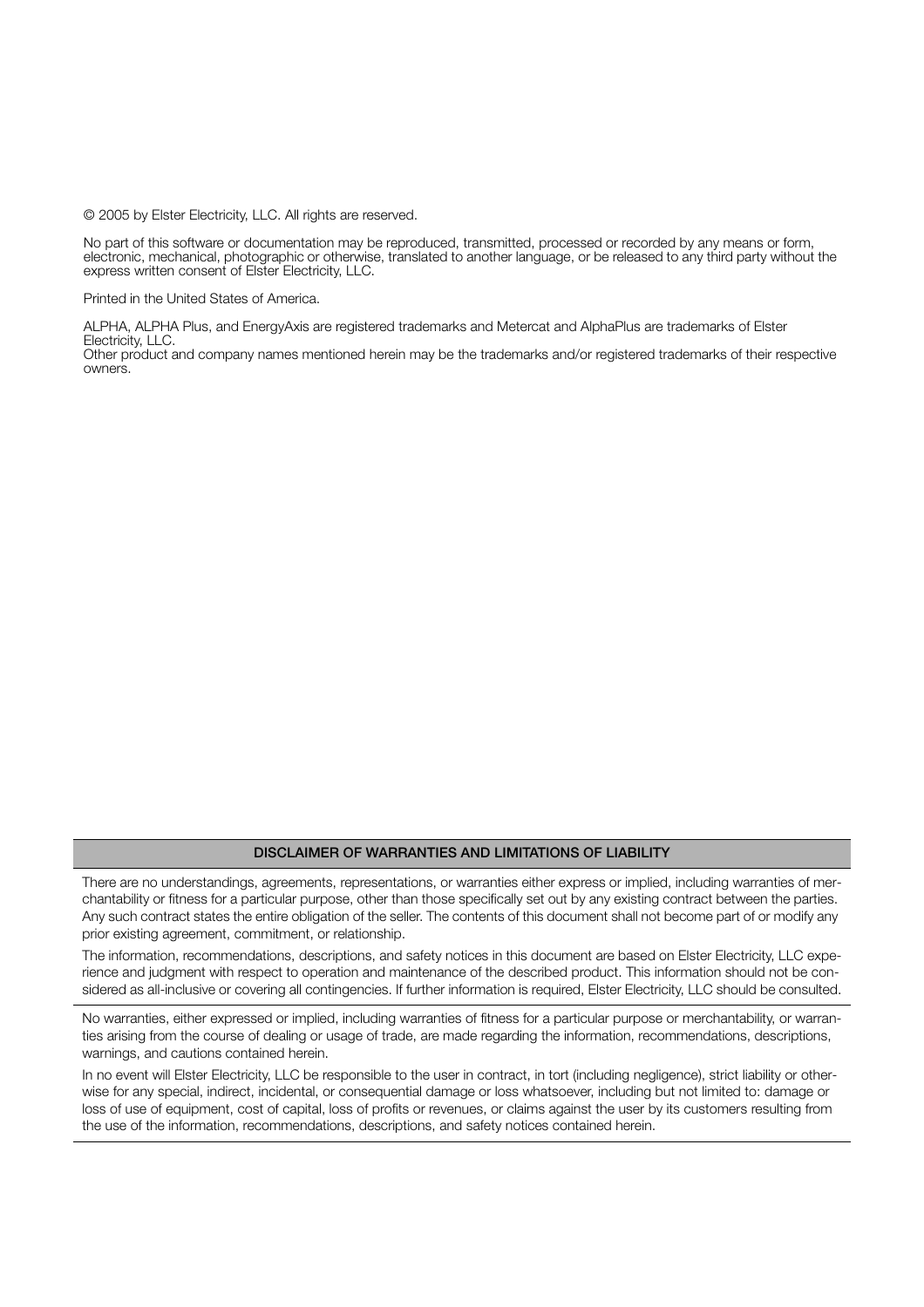© 2005 by Elster Electricity, LLC. All rights are reserved.

No part of this software or documentation may be reproduced, transmitted, processed or recorded by any means or form, electronic, mechanical, photographic or otherwise, translated to another language, or be released to any third party without the express written consent of Elster Electricity, LLC.

Printed in the United States of America.

ALPHA, ALPHA Plus, and EnergyAxis are registered trademarks and Metercat and AlphaPlus are trademarks of Elster Electricity, LLC.
Other product and company names mentioned herein may be the trademarks and/or registered trademarks of their respective owners.

**DISCLAIMER OF WARRANTIES AND LIMITATIONS OF LIABILITY**

There are no understandings, agreements, representations, or warranties either express or implied, including warranties of merchantability or fitness for a particular purpose, other than those specifically set out by any existing contract between the parties. Any such contract states the entire obligation of the seller. The contents of this document shall not become part of or modify any prior existing agreement, commitment, or relationship.

The information, recommendations, descriptions, and safety notices in this document are based on Elster Electricity, LLC experience and judgment with respect to operation and maintenance of the described product. This information should not be considered as all-inclusive or covering all contingencies. If further information is required, Elster Electricity, LLC should be consulted.

No warranties, either expressed or implied, including warranties of fitness for a particular purpose or merchantability, or warranties arising from the course of dealing or usage of trade, are made regarding the information, recommendations, descriptions, warnings, and cautions contained herein.

In no event will Elster Electricity, LLC be responsible to the user in contract, in tort (including negligence), strict liability or otherwise for any special, indirect, incidental, or consequential damage or loss whatsoever, including but not limited to: damage or loss of use of equipment, cost of capital, loss of profits or revenues, or claims against the user by its customers resulting from the use of the information, recommendations, descriptions, and safety notices contained herein.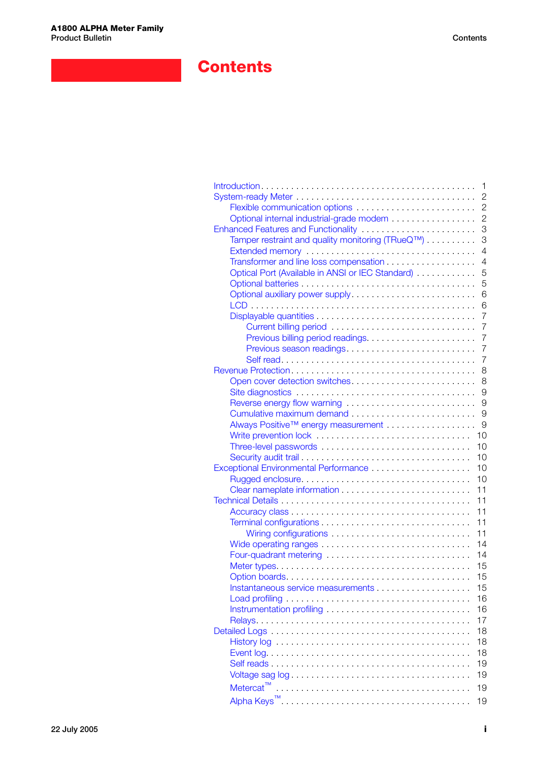# Contents

- Introduction . . . . . . . . . . 1
- System-ready Meter . . . . . . . . . . 2
  - Flexible communication options . . . . . . . . . . 2
  - Optional internal industrial-grade modem . . . . . . . . . . 2
- Enhanced Features and Functionality . . . . . . . . . . 3
  - Tamper restraint and quality monitoring (TRueQ™) . . . . . . . . . . 3
  - Extended memory . . . . . . . . . . 4
  - Transformer and line loss compensation . . . . . . . . . . 4
  - Optical Port (Available in ANSI or IEC Standard) . . . . . . . . . . 5
  - Optional batteries . . . . . . . . . . 5
  - Optional auxiliary power supply . . . . . . . . . . 6
  - LCD . . . . . . . . . . 6
  - Displayable quantities . . . . . . . . . . 7
    - Current billing period . . . . . . . . . . 7
    - Previous billing period readings . . . . . . . . . . 7
    - Previous season readings . . . . . . . . . . 7
    - Self read . . . . . . . . . . 7
- Revenue Protection . . . . . . . . . . 8
  - Open cover detection switches . . . . . . . . . . 8
  - Site diagnostics . . . . . . . . . . 9
  - Reverse energy flow warning . . . . . . . . . . 9
  - Cumulative maximum demand . . . . . . . . . . 9
  - Always Positive™ energy measurement . . . . . . . . . . 9
  - Write prevention lock . . . . . . . . . . 10
  - Three-level passwords . . . . . . . . . . 10
  - Security audit trail . . . . . . . . . . 10
- Exceptional Environmental Performance . . . . . . . . . . 10
  - Rugged enclosure . . . . . . . . . . 10
  - Clear nameplate information . . . . . . . . . . 11
- Technical Details . . . . . . . . . . 11
  - Accuracy class . . . . . . . . . . 11
  - Terminal configurations . . . . . . . . . . 11
    - Wiring configurations . . . . . . . . . . 11
  - Wide operating ranges . . . . . . . . . . 14
  - Four-quadrant metering . . . . . . . . . . 14
  - Meter types . . . . . . . . . . 15
  - Option boards . . . . . . . . . . 15
  - Instantaneous service measurements . . . . . . . . . . 15
  - Load profiling . . . . . . . . . . 16
  - Instrumentation profiling . . . . . . . . . . 16
  - Relays . . . . . . . . . . 17
- Detailed Logs . . . . . . . . . . 18
  - History log . . . . . . . . . . 18
  - Event log . . . . . . . . . . 18
  - Self reads . . . . . . . . . . 19
  - Voltage sag log . . . . . . . . . . 19
  - Metercat™ . . . . . . . . . . 19
  - Alpha Keys™ . . . . . . . . . . 19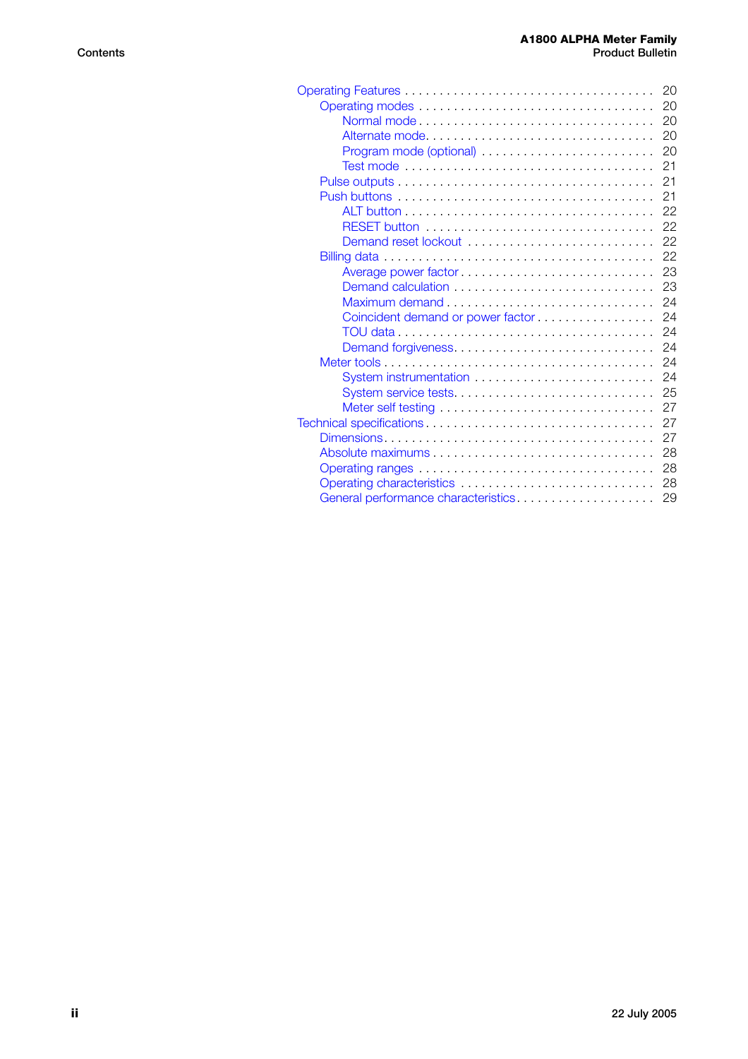- Operating Features . . . . . . . . . . . . . . . . . . . . . . . . . . . . . . . . . . 20
  - Operating modes . . . . . . . . . . . . . . . . . . . . . . . . . . . . . . . . 20
    - Normal mode . . . . . . . . . . . . . . . . . . . . . . . . . . . . . . . . 20
    - Alternate mode. . . . . . . . . . . . . . . . . . . . . . . . . . . . . . . 20
    - Program mode (optional) . . . . . . . . . . . . . . . . . . . . . . . . 20
    - Test mode . . . . . . . . . . . . . . . . . . . . . . . . . . . . . . . . . . 21
  - Pulse outputs . . . . . . . . . . . . . . . . . . . . . . . . . . . . . . . . . . 21
  - Push buttons . . . . . . . . . . . . . . . . . . . . . . . . . . . . . . . . . . 21
    - ALT button . . . . . . . . . . . . . . . . . . . . . . . . . . . . . . . . . . 22
    - RESET button . . . . . . . . . . . . . . . . . . . . . . . . . . . . . . . 22
    - Demand reset lockout . . . . . . . . . . . . . . . . . . . . . . . . . . 22
  - Billing data . . . . . . . . . . . . . . . . . . . . . . . . . . . . . . . . . . . 22
    - Average power factor . . . . . . . . . . . . . . . . . . . . . . . . . . 23
    - Demand calculation . . . . . . . . . . . . . . . . . . . . . . . . . . . 23
    - Maximum demand . . . . . . . . . . . . . . . . . . . . . . . . . . . . 24
    - Coincident demand or power factor . . . . . . . . . . . . . . . . . 24
    - TOU data . . . . . . . . . . . . . . . . . . . . . . . . . . . . . . . . . . 24
    - Demand forgiveness. . . . . . . . . . . . . . . . . . . . . . . . . . . . 24
  - Meter tools . . . . . . . . . . . . . . . . . . . . . . . . . . . . . . . . . . . 24
    - System instrumentation . . . . . . . . . . . . . . . . . . . . . . . . . 24
    - System service tests. . . . . . . . . . . . . . . . . . . . . . . . . . . . 25
    - Meter self testing . . . . . . . . . . . . . . . . . . . . . . . . . . . . . 27
- Technical specifications . . . . . . . . . . . . . . . . . . . . . . . . . . . . . . . 27
  - Dimensions . . . . . . . . . . . . . . . . . . . . . . . . . . . . . . . . . . . 27
  - Absolute maximums . . . . . . . . . . . . . . . . . . . . . . . . . . . . . 28
  - Operating ranges . . . . . . . . . . . . . . . . . . . . . . . . . . . . . . . 28
  - Operating characteristics . . . . . . . . . . . . . . . . . . . . . . . . . . 28
  - General performance characteristics . . . . . . . . . . . . . . . . . . . 29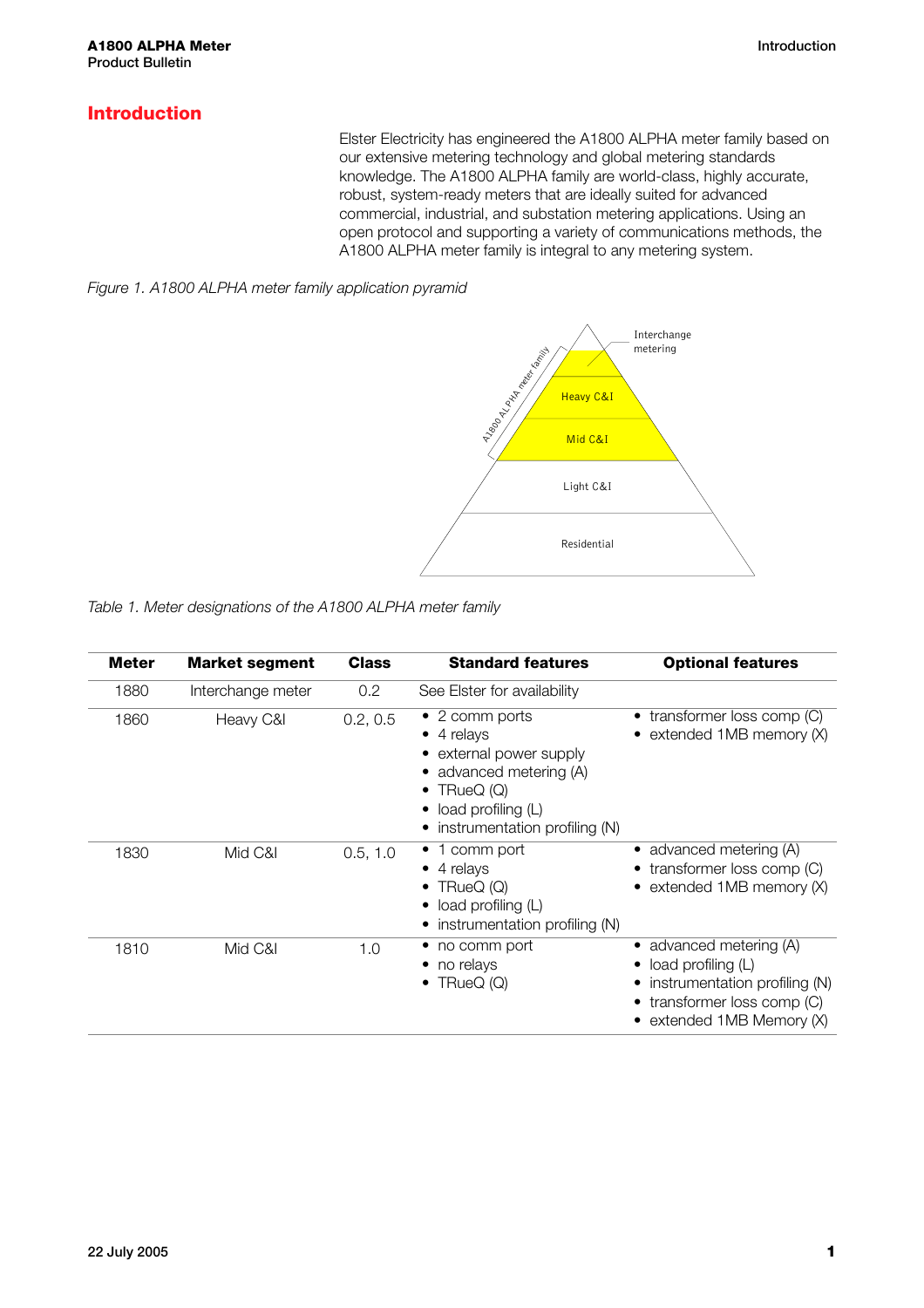# Introduction

Elster Electricity has engineered the A1800 ALPHA meter family based on our extensive metering technology and global metering standards knowledge. The A1800 ALPHA family are world-class, highly accurate, robust, system-ready meters that are ideally suited for advanced commercial, industrial, and substation metering applications. Using an open protocol and supporting a variety of communications methods, the A1800 ALPHA meter family is integral to any metering system.

*Figure 1. A1800 ALPHA meter family application pyramid*

A1800 ALPHA meter family

Interchange metering

Heavy C&I

Mid C&I

Light C&I

Residential

*Table 1. Meter designations of the A1800 ALPHA meter family*

| Meter | Market segment | Class | Standard features | Optional features |
|---|---|---|---|---|
| 1880 | Interchange meter | 0.2 | See Elster for availability | |
| 1860 | Heavy C&I | 0.2, 0.5 | • 2 comm ports<br>• 4 relays<br>• external power supply<br>• advanced metering (A)<br>• TRueQ (Q)<br>• load profiling (L)<br>• instrumentation profiling (N) | • transformer loss comp (C)<br>• extended 1MB memory (X) |
| 1830 | Mid C&I | 0.5, 1.0 | • 1 comm port<br>• 4 relays<br>• TRueQ (Q)<br>• load profiling (L)<br>• instrumentation profiling (N) | • advanced metering (A)<br>• transformer loss comp (C)<br>• extended 1MB memory (X) |
| 1810 | Mid C&I | 1.0 | • no comm port<br>• no relays<br>• TRueQ (Q) | • advanced metering (A)<br>• load profiling (L)<br>• instrumentation profiling (N)<br>• transformer loss comp (C)<br>• extended 1MB Memory (X) |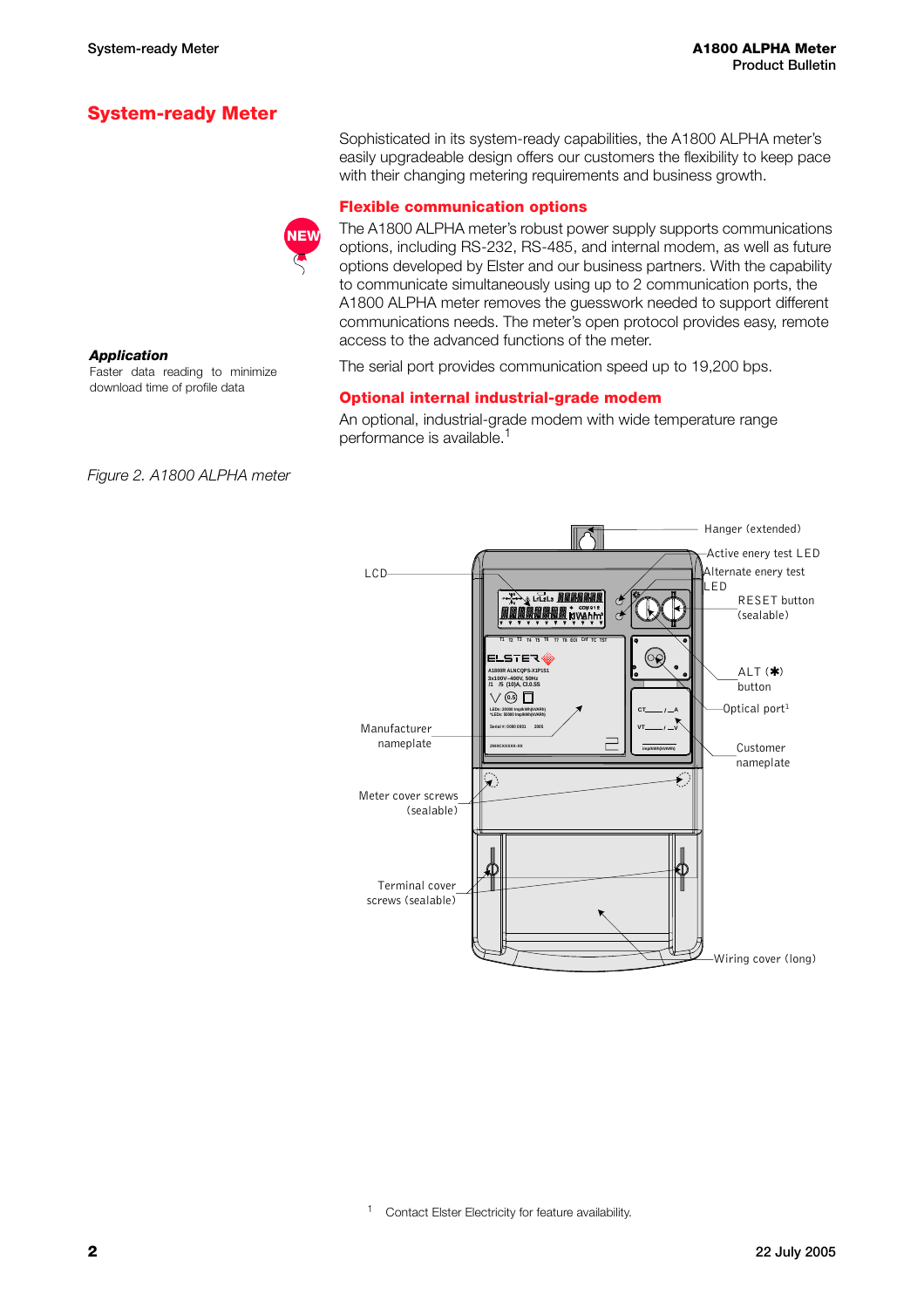# System-ready Meter

Sophisticated in its system-ready capabilities, the A1800 ALPHA meter's easily upgradeable design offers our customers the flexibility to keep pace with their changing metering requirements and business growth.

## Flexible communication options

NEW

The A1800 ALPHA meter's robust power supply supports communications options, including RS-232, RS-485, and internal modem, as well as future options developed by Elster and our business partners. With the capability to communicate simultaneously using up to 2 communication ports, the A1800 ALPHA meter removes the guesswork needed to support different communications needs. The meter's open protocol provides easy, remote access to the advanced functions of the meter.

***Application***
Faster data reading to minimize download time of profile data

The serial port provides communication speed up to 19,200 bps.

## Optional internal industrial-grade modem

An optional, industrial-grade modem with wide temperature range performance is available.[1]

*Figure 2. A1800 ALPHA meter*

Hanger (extended)

Active enery test LED

Alternate enery test LED

RESET button (sealable)

LCD

ALT (✱) button

Optical port[1]

Manufacturer nameplate

Customer nameplate

Meter cover screws (sealable)

Terminal cover screws (sealable)

Wiring cover (long)

[1] Contact Elster Electricity for feature availability.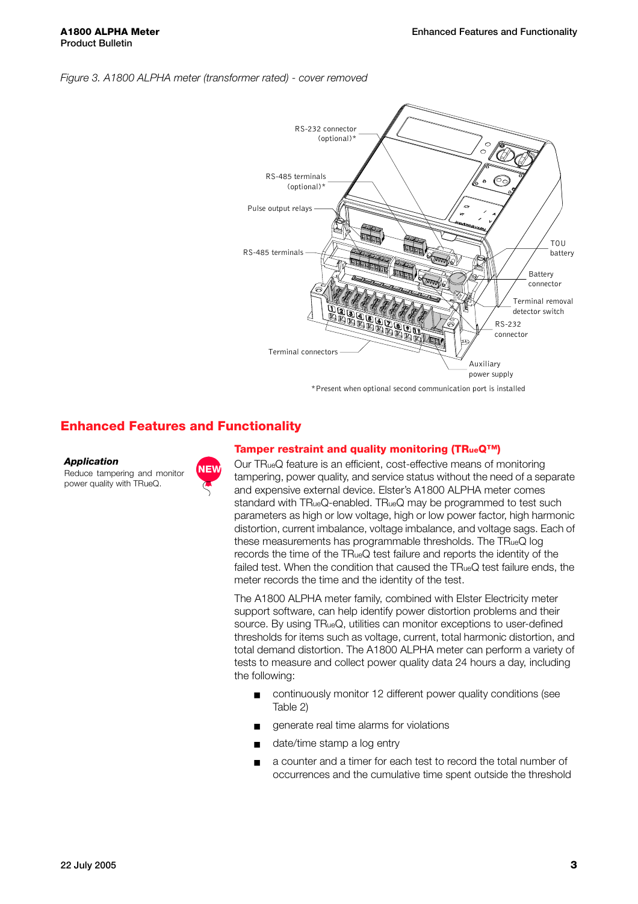*Figure 3. A1800 ALPHA meter (transformer rated) - cover removed*

RS-232 connector (optional)*

RS-485 terminals (optional)*

Pulse output relays

RS-485 terminals

TOU battery

Battery connector

Terminal removal detector switch

RS-232 connector

Terminal connectors

Auxiliary power supply

*Present when optional second communication port is installed

## Enhanced Features and Functionality

***Application***

Reduce tampering and monitor power quality with TRueQ.

NEW

### Tamper restraint and quality monitoring (TRueQ™)

Our TRueQ feature is an efficient, cost-effective means of monitoring tampering, power quality, and service status without the need of a separate and expensive external device. Elster's A1800 ALPHA meter comes standard with TRueQ-enabled. TRueQ may be programmed to test such parameters as high or low voltage, high or low power factor, high harmonic distortion, current imbalance, voltage imbalance, and voltage sags. Each of these measurements has programmable thresholds. The TRueQ log records the time of the TRueQ test failure and reports the identity of the failed test. When the condition that caused the TRueQ test failure ends, the meter records the time and the identity of the test.

The A1800 ALPHA meter family, combined with Elster Electricity meter support software, can help identify power distortion problems and their source. By using TRueQ, utilities can monitor exceptions to user-defined thresholds for items such as voltage, current, total harmonic distortion, and total demand distortion. The A1800 ALPHA meter can perform a variety of tests to measure and collect power quality data 24 hours a day, including the following:

- continuously monitor 12 different power quality conditions (see Table 2)
- generate real time alarms for violations
- date/time stamp a log entry
- a counter and a timer for each test to record the total number of occurrences and the cumulative time spent outside the threshold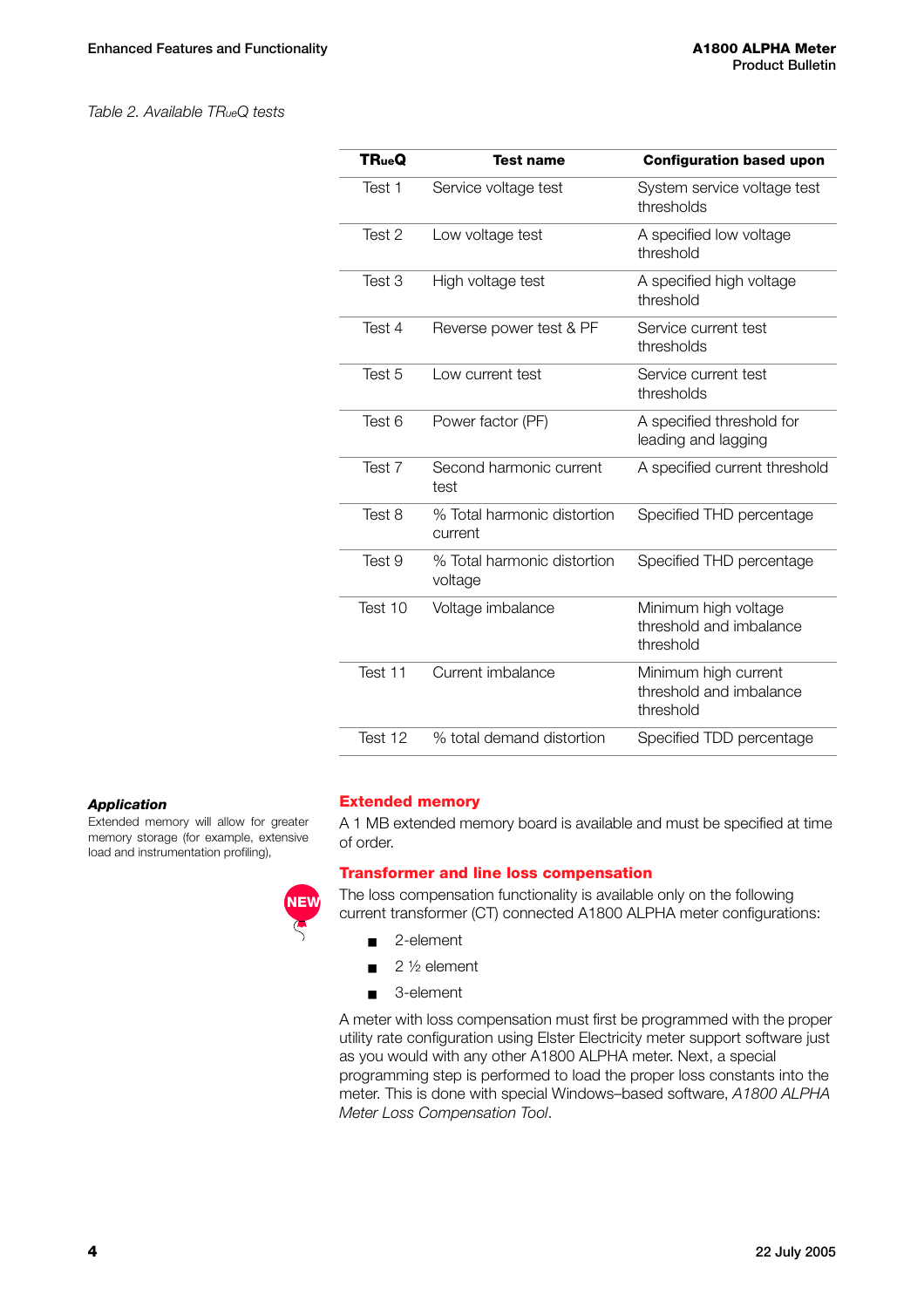*Table 2. Available TRueQ tests*

| TRueQ | Test name | Configuration based upon |
| --- | --- | --- |
| Test 1 | Service voltage test | System service voltage test thresholds |
| Test 2 | Low voltage test | A specified low voltage threshold |
| Test 3 | High voltage test | A specified high voltage threshold |
| Test 4 | Reverse power test & PF | Service current test thresholds |
| Test 5 | Low current test | Service current test thresholds |
| Test 6 | Power factor (PF) | A specified threshold for leading and lagging |
| Test 7 | Second harmonic current test | A specified current threshold |
| Test 8 | % Total harmonic distortion current | Specified THD percentage |
| Test 9 | % Total harmonic distortion voltage | Specified THD percentage |
| Test 10 | Voltage imbalance | Minimum high voltage threshold and imbalance threshold |
| Test 11 | Current imbalance | Minimum high current threshold and imbalance threshold |
| Test 12 | % total demand distortion | Specified TDD percentage |

***Application***

Extended memory will allow for greater memory storage (for example, extensive load and instrumentation profiling),

## Extended memory

A 1 MB extended memory board is available and must be specified at time of order.

## Transformer and line loss compensation

NEW

The loss compensation functionality is available only on the following current transformer (CT) connected A1800 ALPHA meter configurations:

- 2-element
- 2 ½ element
- 3-element

A meter with loss compensation must first be programmed with the proper utility rate configuration using Elster Electricity meter support software just as you would with any other A1800 ALPHA meter. Next, a special programming step is performed to load the proper loss constants into the meter. This is done with special Windows–based software, *A1800 ALPHA Meter Loss Compensation Tool*.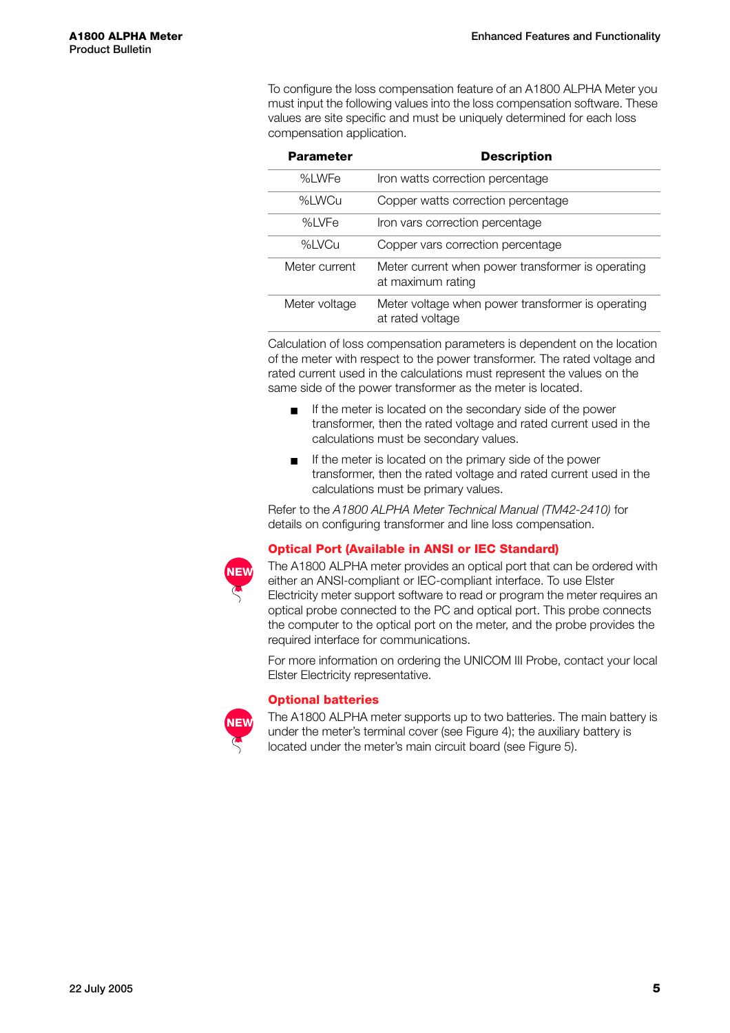To configure the loss compensation feature of an A1800 ALPHA Meter you must input the following values into the loss compensation software. These values are site specific and must be uniquely determined for each loss compensation application.

| Parameter | Description |
|---|---|
| %LWFe | Iron watts correction percentage |
| %LWCu | Copper watts correction percentage |
| %LVFe | Iron vars correction percentage |
| %LVCu | Copper vars correction percentage |
| Meter current | Meter current when power transformer is operating at maximum rating |
| Meter voltage | Meter voltage when power transformer is operating at rated voltage |

Calculation of loss compensation parameters is dependent on the location of the meter with respect to the power transformer. The rated voltage and rated current used in the calculations must represent the values on the same side of the power transformer as the meter is located.

- If the meter is located on the secondary side of the power transformer, then the rated voltage and rated current used in the calculations must be secondary values.
- If the meter is located on the primary side of the power transformer, then the rated voltage and rated current used in the calculations must be primary values.

Refer to the *A1800 ALPHA Meter Technical Manual (TM42-2410)* for details on configuring transformer and line loss compensation.

### Optical Port (Available in ANSI or IEC Standard)

NEW

The A1800 ALPHA meter provides an optical port that can be ordered with either an ANSI-compliant or IEC-compliant interface. To use Elster Electricity meter support software to read or program the meter requires an optical probe connected to the PC and optical port. This probe connects the computer to the optical port on the meter, and the probe provides the required interface for communications.

For more information on ordering the UNICOM III Probe, contact your local Elster Electricity representative.

### Optional batteries

NEW

The A1800 ALPHA meter supports up to two batteries. The main battery is under the meter's terminal cover (see Figure 4); the auxiliary battery is located under the meter's main circuit board (see Figure 5).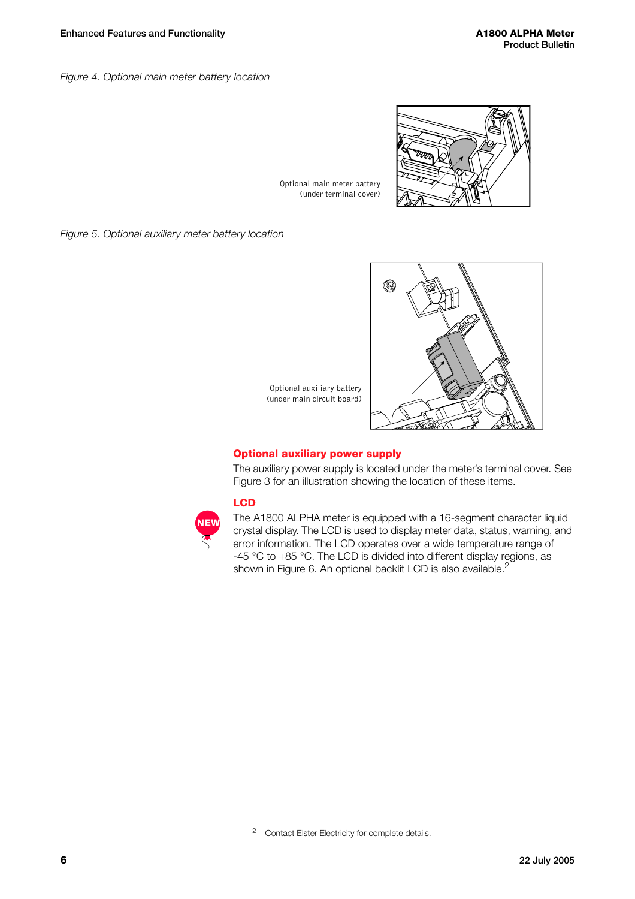*Figure 4. Optional main meter battery location*

Optional main meter battery (under terminal cover)

*Figure 5. Optional auxiliary meter battery location*

Optional auxiliary battery (under main circuit board)

### Optional auxiliary power supply

The auxiliary power supply is located under the meter's terminal cover. See Figure 3 for an illustration showing the location of these items.

### LCD

NEW

The A1800 ALPHA meter is equipped with a 16-segment character liquid crystal display. The LCD is used to display meter data, status, warning, and error information. The LCD operates over a wide temperature range of -45 °C to +85 °C. The LCD is divided into different display regions, as shown in Figure 6. An optional backlit LCD is also available.[2]

[2] Contact Elster Electricity for complete details.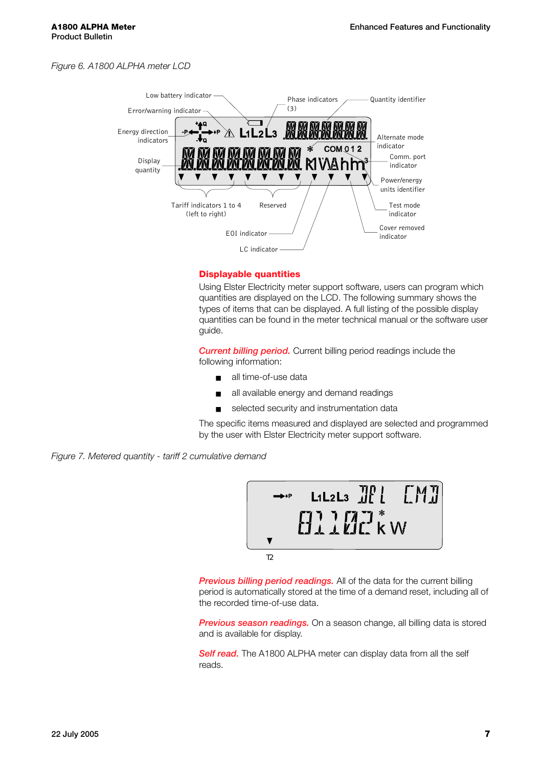Figure 6. A1800 ALPHA meter LCD

Low battery indicator
Error/warning indicator
Energy direction indicators
Display quantity
Phase indicators (3)
Quantity identifier
Alternate mode indicator
Comm. port indicator
Power/energy units identifier
Test mode indicator
Cover removed indicator
Tariff indicators 1 to 4 (left to right)
Reserved
EOI indicator
LC indicator

## Displayable quantities

Using Elster Electricity meter support software, users can program which quantities are displayed on the LCD. The following summary shows the types of items that can be displayed. A full listing of the possible display quantities can be found in the meter technical manual or the software user guide.

***Current billing period.*** Current billing period readings include the following information:

- all time-of-use data
- all available energy and demand readings
- selected security and instrumentation data

The specific items measured and displayed are selected and programmed by the user with Elster Electricity meter support software.

Figure 7. Metered quantity - tariff 2 cumulative demand

***Previous billing period readings.*** All of the data for the current billing period is automatically stored at the time of a demand reset, including all of the recorded time-of-use data.

***Previous season readings.*** On a season change, all billing data is stored and is available for display.

***Self read.*** The A1800 ALPHA meter can display data from all the self reads.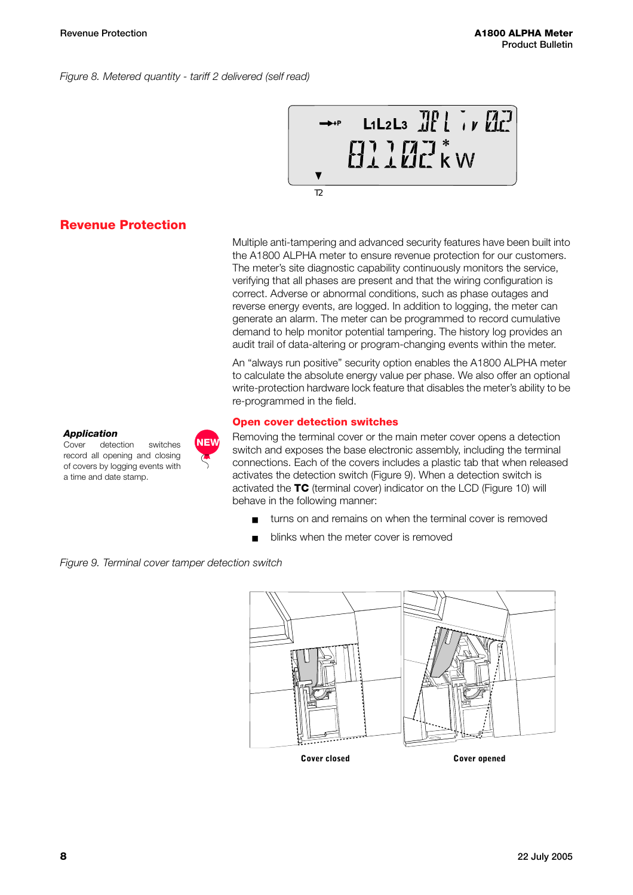*Figure 8. Metered quantity - tariff 2 delivered (self read)*

## Revenue Protection

Multiple anti-tampering and advanced security features have been built into the A1800 ALPHA meter to ensure revenue protection for our customers. The meter's site diagnostic capability continuously monitors the service, verifying that all phases are present and that the wiring configuration is correct. Adverse or abnormal conditions, such as phase outages and reverse energy events, are logged. In addition to logging, the meter can generate an alarm. The meter can be programmed to record cumulative demand to help monitor potential tampering. The history log provides an audit trail of data-altering or program-changing events within the meter.

An "always run positive" security option enables the A1800 ALPHA meter to calculate the absolute energy value per phase. We also offer an optional write-protection hardware lock feature that disables the meter's ability to be re-programmed in the field.

***Application***
Cover detection switches record all opening and closing of covers by logging events with a time and date stamp.

NEW

### Open cover detection switches

Removing the terminal cover or the main meter cover opens a detection switch and exposes the base electronic assembly, including the terminal connections. Each of the covers includes a plastic tab that when released activates the detection switch (Figure 9). When a detection switch is activated the **TC** (terminal cover) indicator on the LCD (Figure 10) will behave in the following manner:

- turns on and remains on when the terminal cover is removed
- blinks when the meter cover is removed

*Figure 9. Terminal cover tamper detection switch*

Cover closed

Cover opened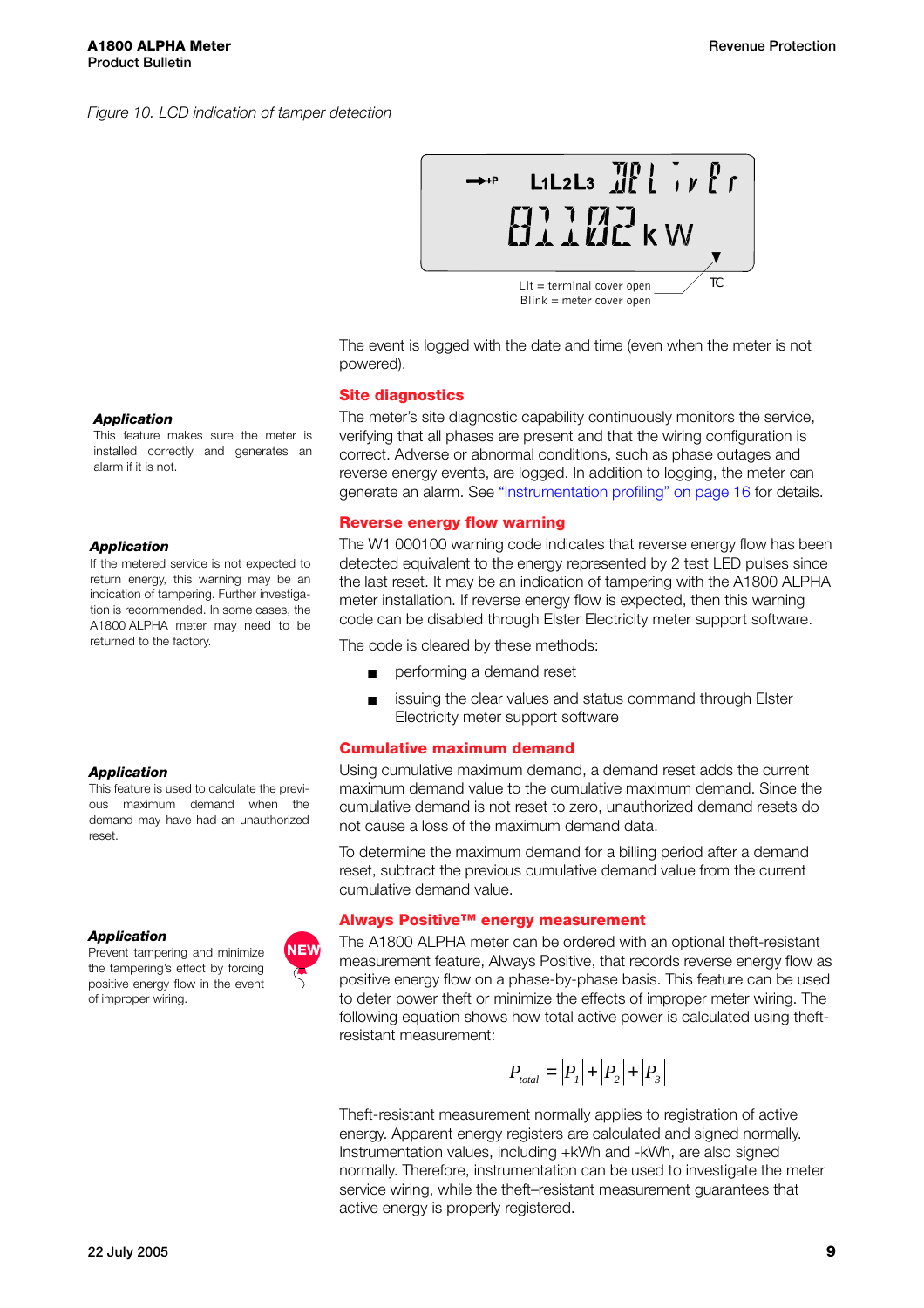*Figure 10. LCD indication of tamper detection*

Lit = terminal cover open
Blink = meter cover open

TC

The event is logged with the date and time (even when the meter is not powered).

### Site diagnostics

***Application***
This feature makes sure the meter is installed correctly and generates an alarm if it is not.

The meter's site diagnostic capability continuously monitors the service, verifying that all phases are present and that the wiring configuration is correct. Adverse or abnormal conditions, such as phase outages and reverse energy events, are logged. In addition to logging, the meter can generate an alarm. See "Instrumentation profiling" on page 16 for details.

### Reverse energy flow warning

***Application***
If the metered service is not expected to return energy, this warning may be an indication of tampering. Further investigation is recommended. In some cases, the A1800 ALPHA meter may need to be returned to the factory.

The W1 000100 warning code indicates that reverse energy flow has been detected equivalent to the energy represented by 2 test LED pulses since the last reset. It may be an indication of tampering with the A1800 ALPHA meter installation. If reverse energy flow is expected, then this warning code can be disabled through Elster Electricity meter support software.

The code is cleared by these methods:

- performing a demand reset
- issuing the clear values and status command through Elster Electricity meter support software

### Cumulative maximum demand

***Application***
This feature is used to calculate the previous maximum demand when the demand may have had an unauthorized reset.

Using cumulative maximum demand, a demand reset adds the current maximum demand value to the cumulative maximum demand. Since the cumulative demand is not reset to zero, unauthorized demand resets do not cause a loss of the maximum demand data.

To determine the maximum demand for a billing period after a demand reset, subtract the previous cumulative demand value from the current cumulative demand value.

### Always Positive™ energy measurement

***Application***
Prevent tampering and minimize the tampering's effect by forcing positive energy flow in the event of improper wiring.

NEW

The A1800 ALPHA meter can be ordered with an optional theft-resistant measurement feature, Always Positive, that records reverse energy flow as positive energy flow on a phase-by-phase basis. This feature can be used to deter power theft or minimize the effects of improper meter wiring. The following equation shows how total active power is calculated using theft-resistant measurement:

$$P_{total} = |P_1| + |P_2| + |P_3|$$

Theft-resistant measurement normally applies to registration of active energy. Apparent energy registers are calculated and signed normally. Instrumentation values, including +kWh and -kWh, are also signed normally. Therefore, instrumentation can be used to investigate the meter service wiring, while the theft–resistant measurement guarantees that active energy is properly registered.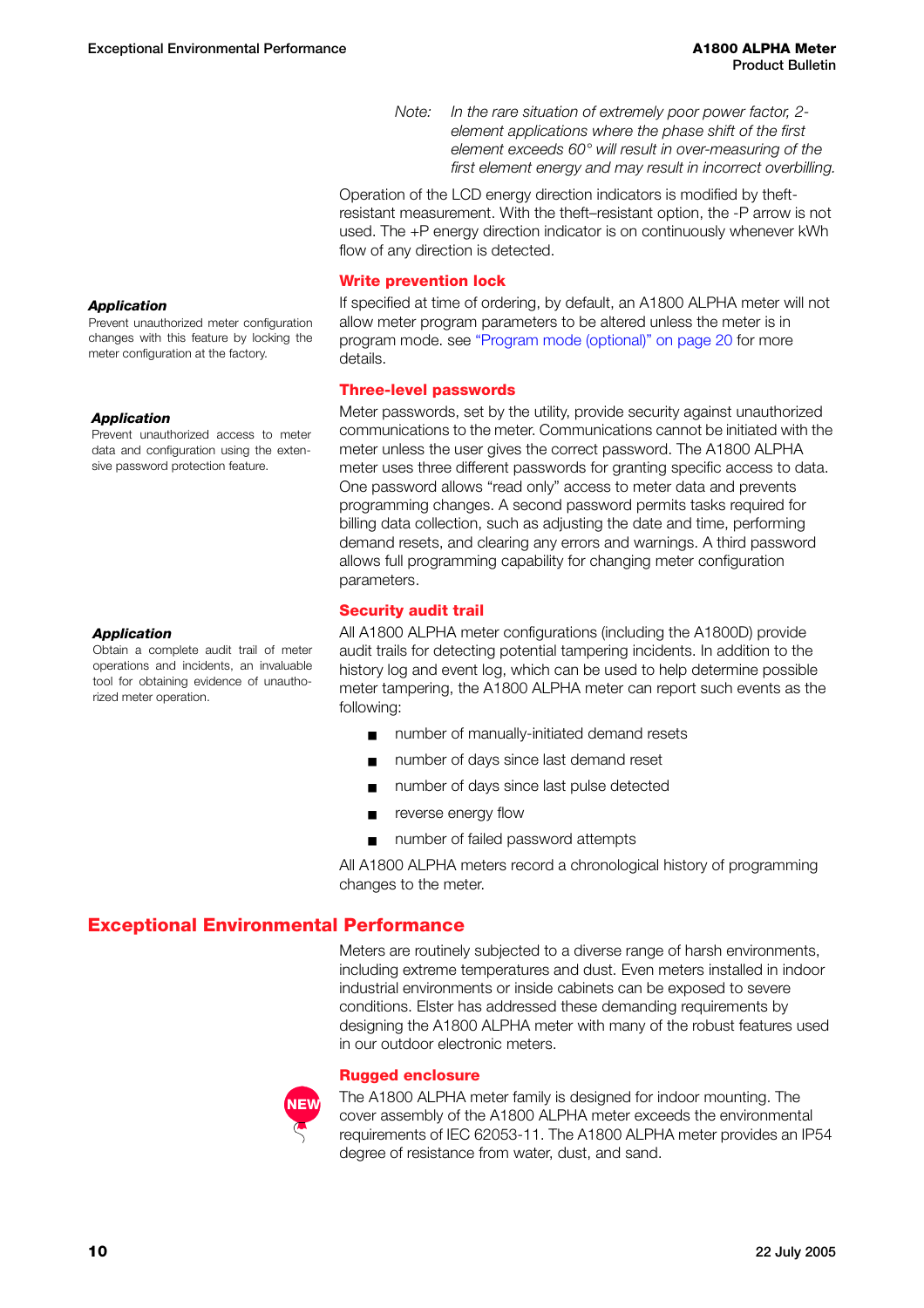> *Note: In the rare situation of extremely poor power factor, 2-element applications where the phase shift of the first element exceeds 60° will result in over-measuring of the first element energy and may result in incorrect overbilling.*

Operation of the LCD energy direction indicators is modified by theft-resistant measurement. With the theft–resistant option, the -P arrow is not used. The +P energy direction indicator is on continuously whenever kWh flow of any direction is detected.

### Write prevention lock

***Application***

Prevent unauthorized meter configuration changes with this feature by locking the meter configuration at the factory.

If specified at time of ordering, by default, an A1800 ALPHA meter will not allow meter program parameters to be altered unless the meter is in program mode. see "Program mode (optional)" on page 20 for more details.

### Three-level passwords

***Application***

Prevent unauthorized access to meter data and configuration using the extensive password protection feature.

Meter passwords, set by the utility, provide security against unauthorized communications to the meter. Communications cannot be initiated with the meter unless the user gives the correct password. The A1800 ALPHA meter uses three different passwords for granting specific access to data. One password allows "read only" access to meter data and prevents programming changes. A second password permits tasks required for billing data collection, such as adjusting the date and time, performing demand resets, and clearing any errors and warnings. A third password allows full programming capability for changing meter configuration parameters.

### Security audit trail

***Application***

Obtain a complete audit trail of meter operations and incidents, an invaluable tool for obtaining evidence of unauthorized meter operation.

All A1800 ALPHA meter configurations (including the A1800D) provide audit trails for detecting potential tampering incidents. In addition to the history log and event log, which can be used to help determine possible meter tampering, the A1800 ALPHA meter can report such events as the following:

- number of manually-initiated demand resets
- number of days since last demand reset
- number of days since last pulse detected
- reverse energy flow
- number of failed password attempts

All A1800 ALPHA meters record a chronological history of programming changes to the meter.

## Exceptional Environmental Performance

Meters are routinely subjected to a diverse range of harsh environments, including extreme temperatures and dust. Even meters installed in indoor industrial environments or inside cabinets can be exposed to severe conditions. Elster has addressed these demanding requirements by designing the A1800 ALPHA meter with many of the robust features used in our outdoor electronic meters.

### Rugged enclosure

NEW

The A1800 ALPHA meter family is designed for indoor mounting. The cover assembly of the A1800 ALPHA meter exceeds the environmental requirements of IEC 62053-11. The A1800 ALPHA meter provides an IP54 degree of resistance from water, dust, and sand.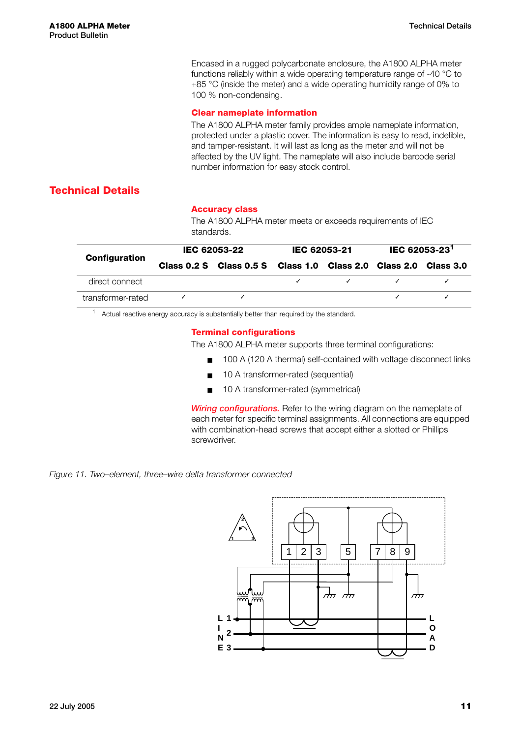Encased in a rugged polycarbonate enclosure, the A1800 ALPHA meter functions reliably within a wide operating temperature range of -40 °C to +85 °C (inside the meter) and a wide operating humidity range of 0% to 100 % non-condensing.

### Clear nameplate information

The A1800 ALPHA meter family provides ample nameplate information, protected under a plastic cover. The information is easy to read, indelible, and tamper-resistant. It will last as long as the meter and will not be affected by the UV light. The nameplate will also include barcode serial number information for easy stock control.

## Technical Details

### Accuracy class

The A1800 ALPHA meter meets or exceeds requirements of IEC standards.

| Configuration | IEC 62053-22 | | IEC 62053-21 | | IEC 62053-23[1] | |
|---|---|---|---|---|---|---|
| | Class 0.2 S | Class 0.5 S | Class 1.0 | Class 2.0 | Class 2.0 | Class 3.0 |
| direct connect | | | ✓ | ✓ | ✓ | ✓ |
| transformer-rated | ✓ | ✓ | | | ✓ | ✓ |

[1] Actual reactive energy accuracy is substantially better than required by the standard.

### Terminal configurations

The A1800 ALPHA meter supports three terminal configurations:

- 100 A (120 A thermal) self-contained with voltage disconnect links
- 10 A transformer-rated (sequential)
- 10 A transformer-rated (symmetrical)

*Wiring configurations.* Refer to the wiring diagram on the nameplate of each meter for specific terminal assignments. All connections are equipped with combination-head screws that accept either a slotted or Phillips screwdriver.

*Figure 11. Two–element, three–wire delta transformer connected*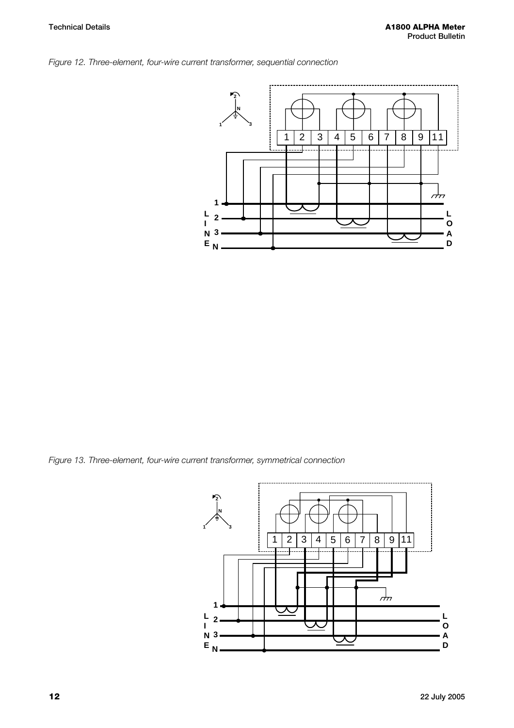*Figure 12. Three-element, four-wire current transformer, sequential connection*

*Figure 13. Three-element, four-wire current transformer, symmetrical connection*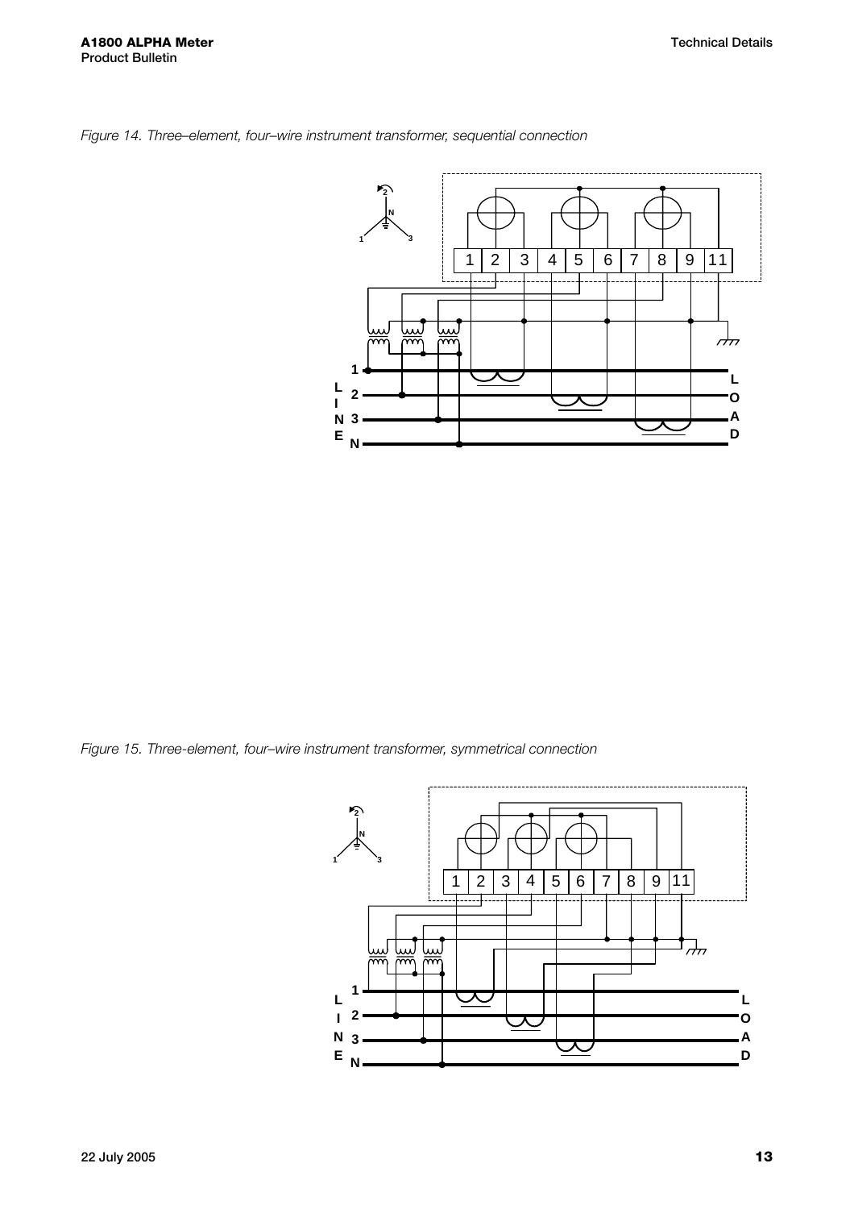*Figure 14. Three–element, four–wire instrument transformer, sequential connection*

*Figure 15. Three-element, four–wire instrument transformer, symmetrical connection*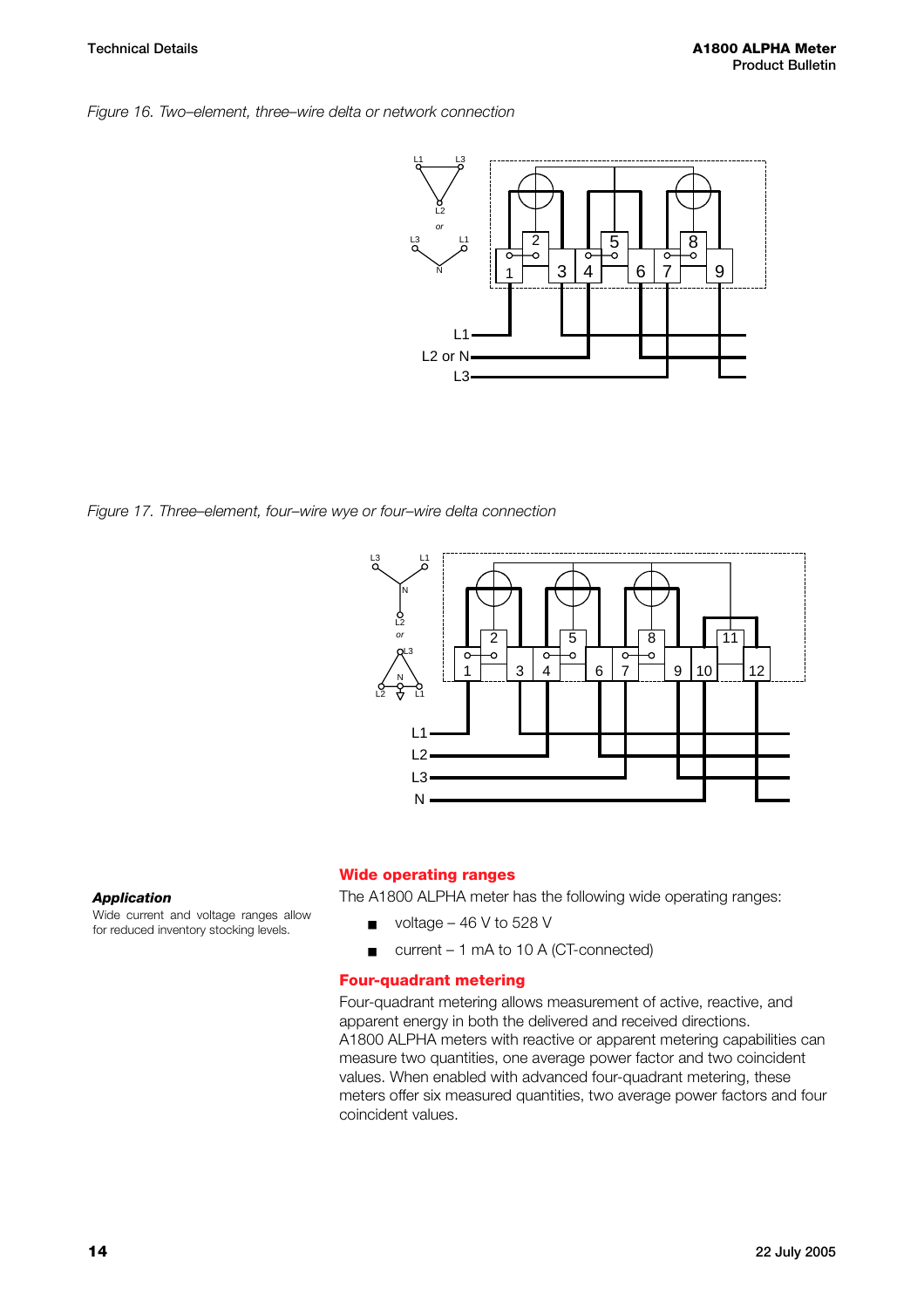*Figure 16. Two–element, three–wire delta or network connection*

*Figure 17. Three–element, four–wire wye or four–wire delta connection*

***Application***

Wide current and voltage ranges allow for reduced inventory stocking levels.

## Wide operating ranges

The A1800 ALPHA meter has the following wide operating ranges:

- voltage – 46 V to 528 V
- current – 1 mA to 10 A (CT-connected)

## Four-quadrant metering

Four-quadrant metering allows measurement of active, reactive, and apparent energy in both the delivered and received directions. A1800 ALPHA meters with reactive or apparent metering capabilities can measure two quantities, one average power factor and two coincident values. When enabled with advanced four-quadrant metering, these meters offer six measured quantities, two average power factors and four coincident values.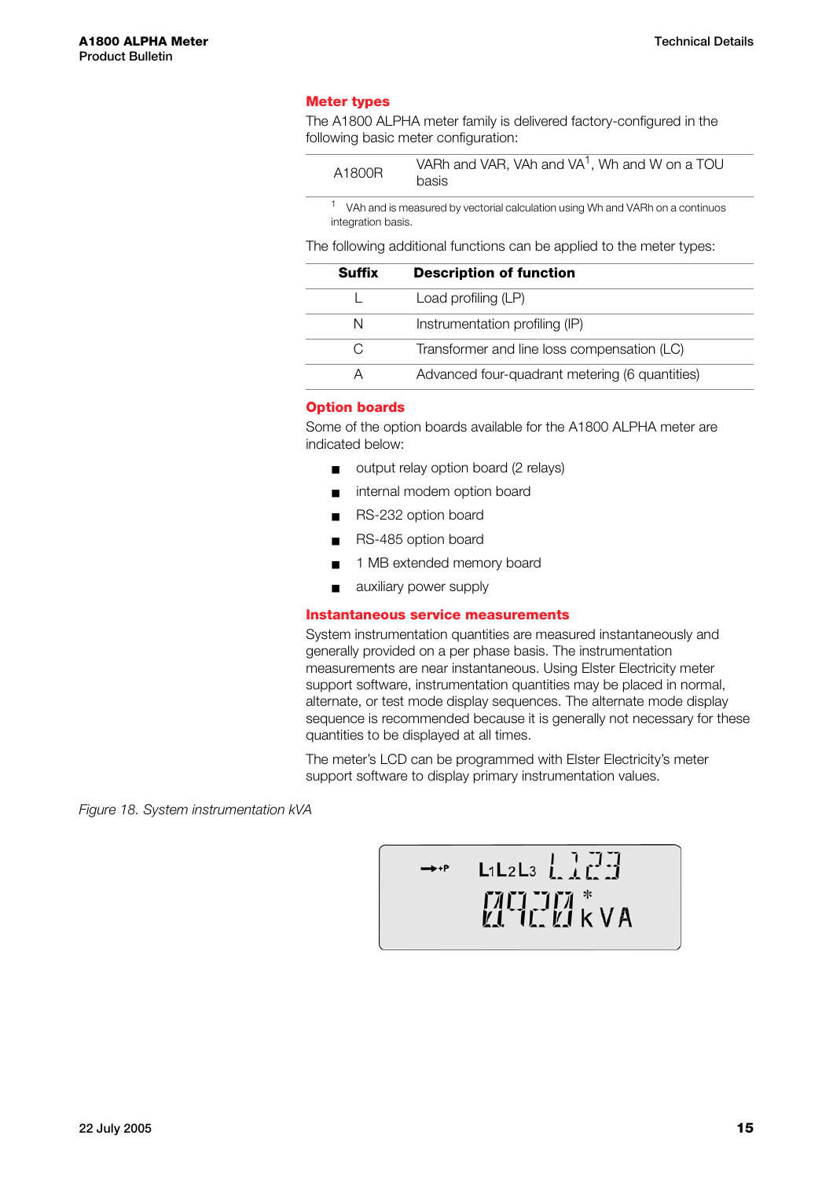## Meter types

The A1800 ALPHA meter family is delivered factory-configured in the following basic meter configuration:

| | |
|---|---|
| A1800R | VARh and VAR, VAh and VA[1], Wh and W on a TOU basis |

[1] VAh and is measured by vectorial calculation using Wh and VARh on a continuos integration basis.

The following additional functions can be applied to the meter types:

| Suffix | Description of function |
|---|---|
| L | Load profiling (LP) |
| N | Instrumentation profiling (IP) |
| C | Transformer and line loss compensation (LC) |
| A | Advanced four-quadrant metering (6 quantities) |

## Option boards

Some of the option boards available for the A1800 ALPHA meter are indicated below:

- output relay option board (2 relays)
- internal modem option board
- RS-232 option board
- RS-485 option board
- 1 MB extended memory board
- auxiliary power supply

## Instantaneous service measurements

System instrumentation quantities are measured instantaneously and generally provided on a per phase basis. The instrumentation measurements are near instantaneous. Using Elster Electricity meter support software, instrumentation quantities may be placed in normal, alternate, or test mode display sequences. The alternate mode display sequence is recommended because it is generally not necessary for these quantities to be displayed at all times.

The meter's LCD can be programmed with Elster Electricity's meter support software to display primary instrumentation values.

*Figure 18. System instrumentation kVA*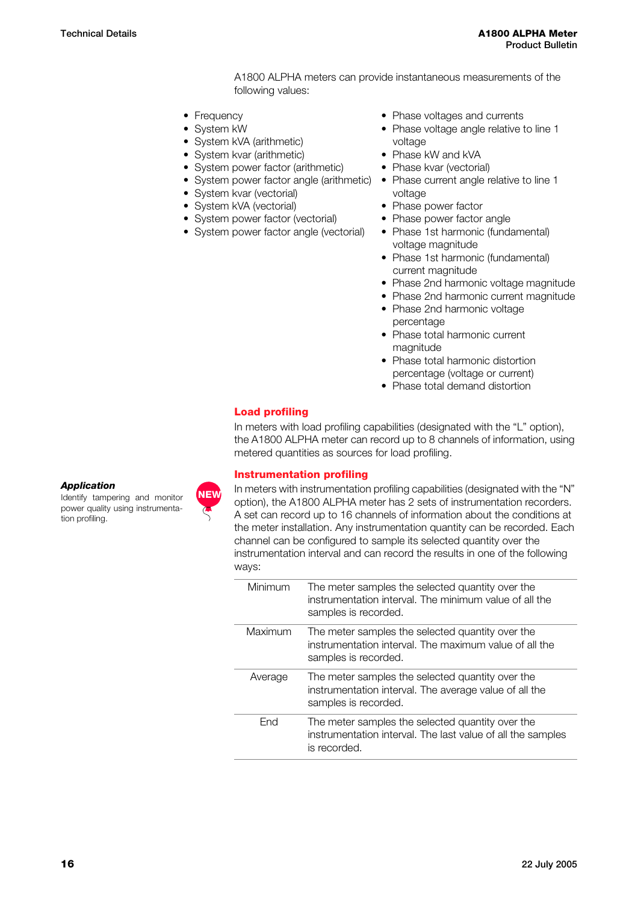A1800 ALPHA meters can provide instantaneous measurements of the following values:

- Frequency
- System kW
- System kVA (arithmetic)
- System kvar (arithmetic)
- System power factor (arithmetic)
- System power factor angle (arithmetic)
- System kvar (vectorial)
- System kVA (vectorial)
- System power factor (vectorial)
- System power factor angle (vectorial)
- Phase voltages and currents
- Phase voltage angle relative to line 1 voltage
- Phase kW and kVA
- Phase kvar (vectorial)
- Phase current angle relative to line 1 voltage
- Phase power factor
- Phase power factor angle
- Phase 1st harmonic (fundamental) voltage magnitude
- Phase 1st harmonic (fundamental) current magnitude
- Phase 2nd harmonic voltage magnitude
- Phase 2nd harmonic current magnitude
- Phase 2nd harmonic voltage percentage
- Phase total harmonic current magnitude
- Phase total harmonic distortion percentage (voltage or current)
- Phase total demand distortion

## Load profiling

In meters with load profiling capabilities (designated with the “L” option), the A1800 ALPHA meter can record up to 8 channels of information, using metered quantities as sources for load profiling.

## Instrumentation profiling

***Application***

Identify tampering and monitor power quality using instrumentation profiling.

NEW

In meters with instrumentation profiling capabilities (designated with the “N” option), the A1800 ALPHA meter has 2 sets of instrumentation recorders. A set can record up to 16 channels of information about the conditions at the meter installation. Any instrumentation quantity can be recorded. Each channel can be configured to sample its selected quantity over the instrumentation interval and can record the results in one of the following ways:

| | |
|---|---|
| Minimum | The meter samples the selected quantity over the instrumentation interval. The minimum value of all the samples is recorded. |
| Maximum | The meter samples the selected quantity over the instrumentation interval. The maximum value of all the samples is recorded. |
| Average | The meter samples the selected quantity over the instrumentation interval. The average value of all the samples is recorded. |
| End | The meter samples the selected quantity over the instrumentation interval. The last value of all the samples is recorded. |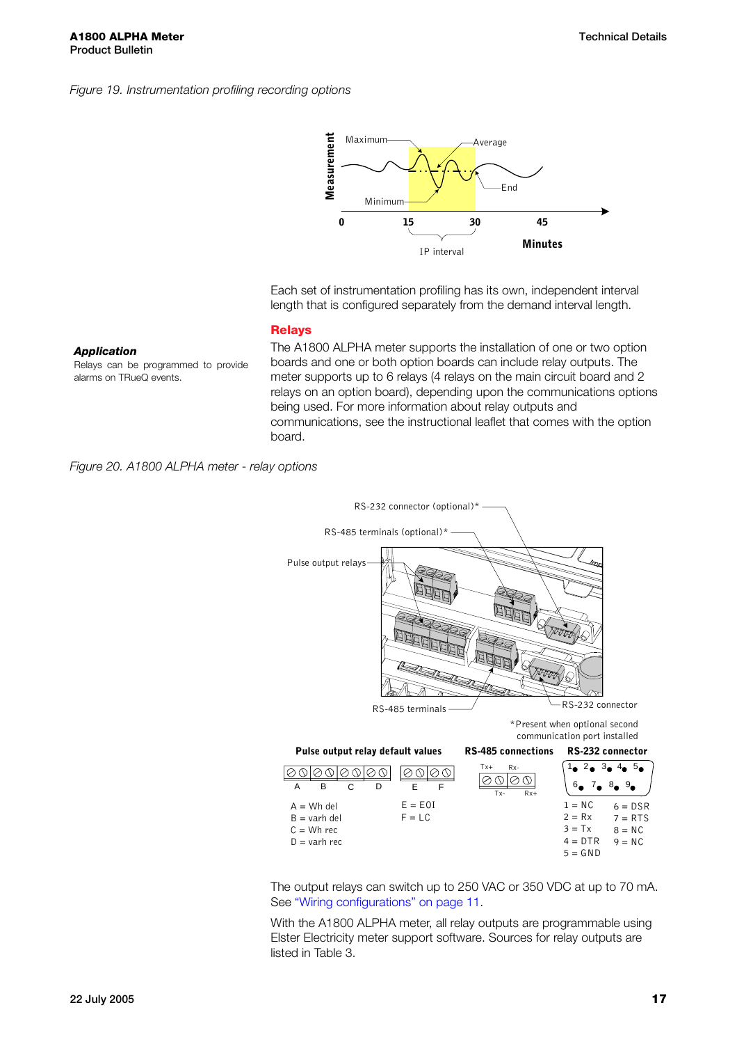*Figure 19. Instrumentation profiling recording options*

Each set of instrumentation profiling has its own, independent interval length that is configured separately from the demand interval length.

## Relays

***Application***

Relays can be programmed to provide alarms on TRueQ events.

The A1800 ALPHA meter supports the installation of one or two option boards and one or both option boards can include relay outputs. The meter supports up to 6 relays (4 relays on the main circuit board and 2 relays on an option board), depending upon the communications options being used. For more information about relay outputs and communications, see the instructional leaflet that comes with the option board.

*Figure 20. A1800 ALPHA meter - relay options*

The output relays can switch up to 250 VAC or 350 VDC at up to 70 mA. See "Wiring configurations" on page 11.

With the A1800 ALPHA meter, all relay outputs are programmable using Elster Electricity meter support software. Sources for relay outputs are listed in Table 3.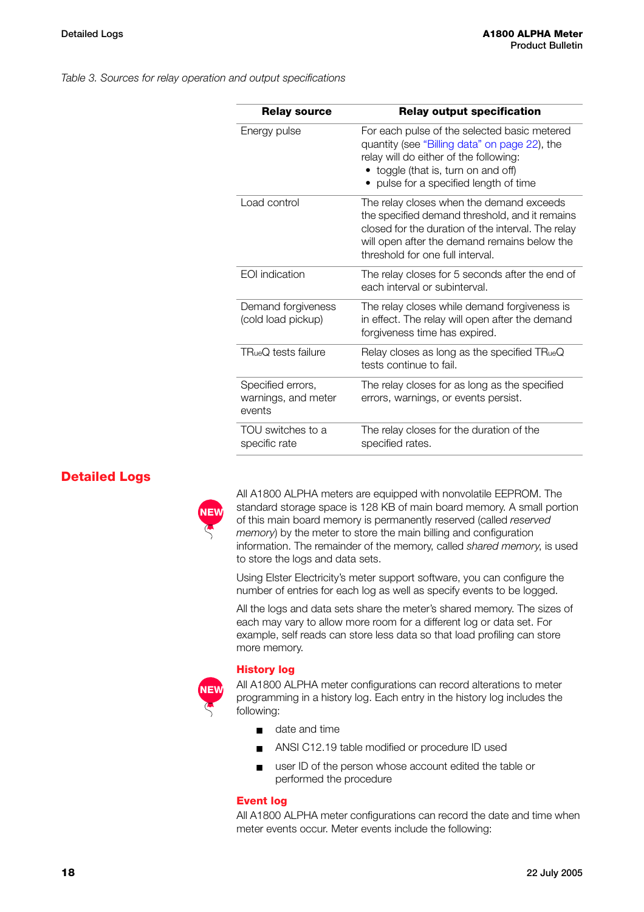*Table 3. Sources for relay operation and output specifications*

| Relay source | Relay output specification |
|---|---|
| Energy pulse | For each pulse of the selected basic metered quantity (see "Billing data" on page 22), the relay will do either of the following:<br>• toggle (that is, turn on and off)<br>• pulse for a specified length of time |
| Load control | The relay closes when the demand exceeds the specified demand threshold, and it remains closed for the duration of the interval. The relay will open after the demand remains below the threshold for one full interval. |
| EOI indication | The relay closes for 5 seconds after the end of each interval or subinterval. |
| Demand forgiveness (cold load pickup) | The relay closes while demand forgiveness is in effect. The relay will open after the demand forgiveness time has expired. |
| TRueQ tests failure | Relay closes as long as the specified TRueQ tests continue to fail. |
| Specified errors, warnings, and meter events | The relay closes for as long as the specified errors, warnings, or events persist. |
| TOU switches to a specific rate | The relay closes for the duration of the specified rates. |

## Detailed Logs

NEW

All A1800 ALPHA meters are equipped with nonvolatile EEPROM. The standard storage space is 128 KB of main board memory. A small portion of this main board memory is permanently reserved (called *reserved memory*) by the meter to store the main billing and configuration information. The remainder of the memory, called *shared memory*, is used to store the logs and data sets.

Using Elster Electricity's meter support software, you can configure the number of entries for each log as well as specify events to be logged.

All the logs and data sets share the meter's shared memory. The sizes of each may vary to allow more room for a different log or data set. For example, self reads can store less data so that load profiling can store more memory.

### History log

NEW

All A1800 ALPHA meter configurations can record alterations to meter programming in a history log. Each entry in the history log includes the following:

- date and time
- ANSI C12.19 table modified or procedure ID used
- user ID of the person whose account edited the table or performed the procedure

### Event log

All A1800 ALPHA meter configurations can record the date and time when meter events occur. Meter events include the following: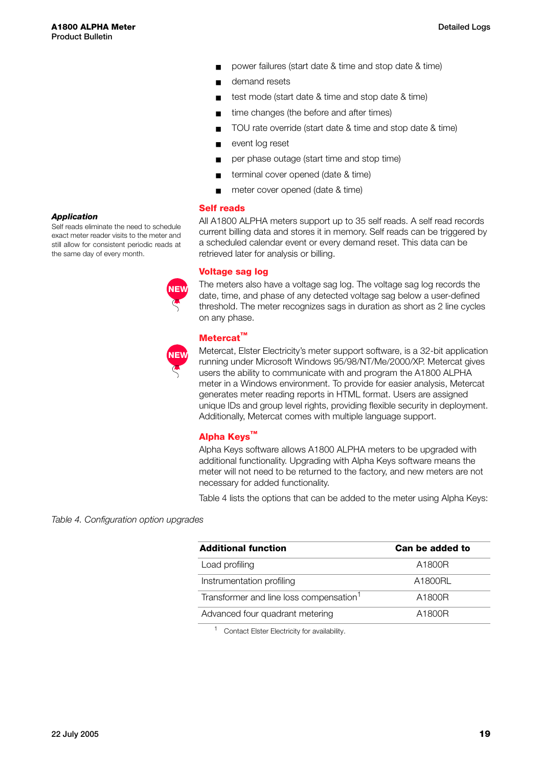- power failures (start date & time and stop date & time)
- demand resets
- test mode (start date & time and stop date & time)
- time changes (the before and after times)
- TOU rate override (start date & time and stop date & time)
- event log reset
- per phase outage (start time and stop time)
- terminal cover opened (date & time)
- meter cover opened (date & time)

### Self reads

***Application***

Self reads eliminate the need to schedule exact meter reader visits to the meter and still allow for consistent periodic reads at the same day of every month.

All A1800 ALPHA meters support up to 35 self reads. A self read records current billing data and stores it in memory. Self reads can be triggered by a scheduled calendar event or every demand reset. This data can be retrieved later for analysis or billing.

### Voltage sag log

NEW

The meters also have a voltage sag log. The voltage sag log records the date, time, and phase of any detected voltage sag below a user-defined threshold. The meter recognizes sags in duration as short as 2 line cycles on any phase.

### Metercat™

NEW

Metercat, Elster Electricity's meter support software, is a 32-bit application running under Microsoft Windows 95/98/NT/Me/2000/XP. Metercat gives users the ability to communicate with and program the A1800 ALPHA meter in a Windows environment. To provide for easier analysis, Metercat generates meter reading reports in HTML format. Users are assigned unique IDs and group level rights, providing flexible security in deployment. Additionally, Metercat comes with multiple language support.

### Alpha Keys™

Alpha Keys software allows A1800 ALPHA meters to be upgraded with additional functionality. Upgrading with Alpha Keys software means the meter will not need to be returned to the factory, and new meters are not necessary for added functionality.

Table 4 lists the options that can be added to the meter using Alpha Keys:

*Table 4. Configuration option upgrades*

| Additional function | Can be added to |
|---|---|
| Load profiling | A1800R |
| Instrumentation profiling | A1800RL |
| Transformer and line loss compensation[1] | A1800R |
| Advanced four quadrant metering | A1800R |

[1] Contact Elster Electricity for availability.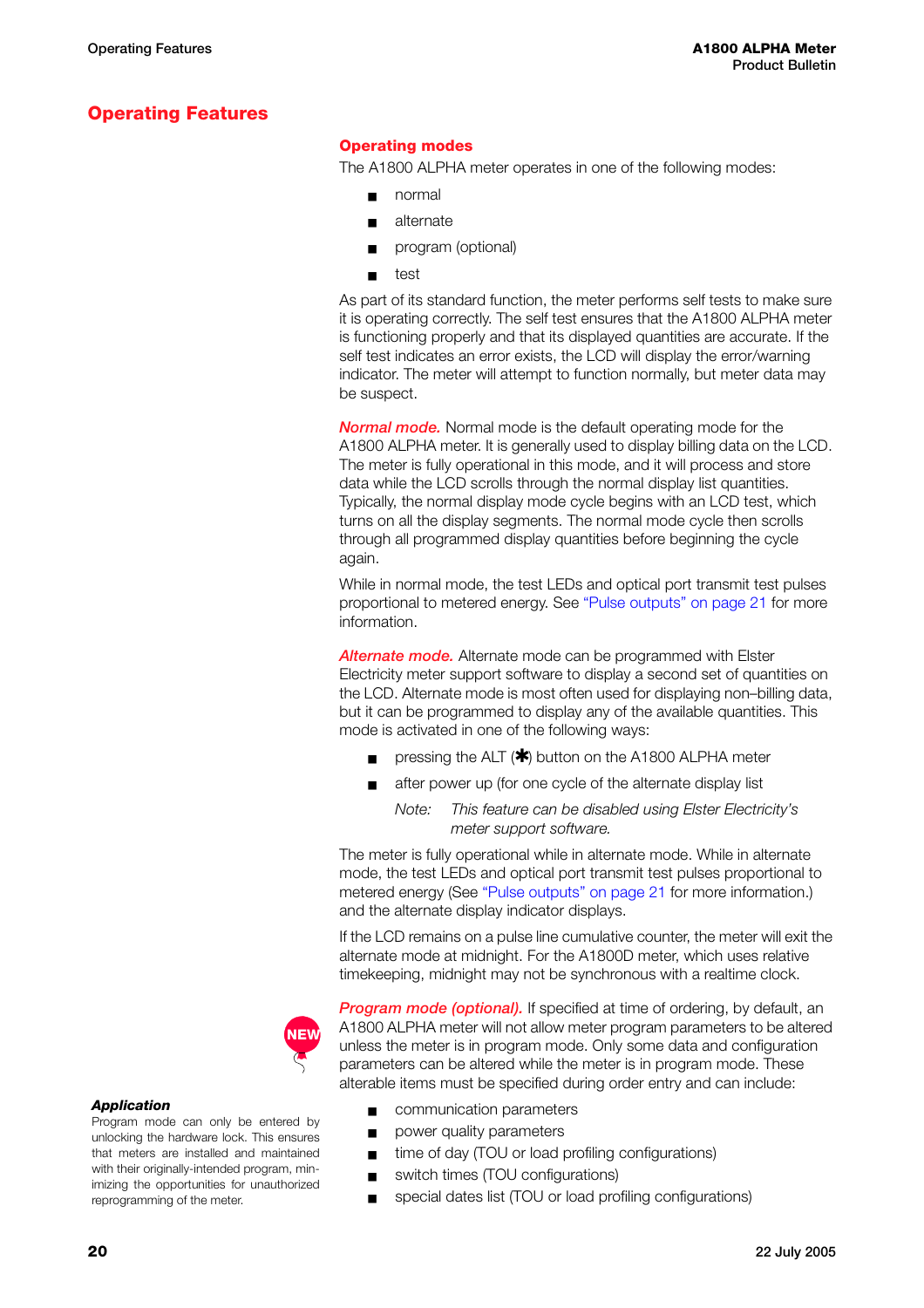# Operating Features

## Operating modes

The A1800 ALPHA meter operates in one of the following modes:

- normal
- alternate
- program (optional)
- test

As part of its standard function, the meter performs self tests to make sure it is operating correctly. The self test ensures that the A1800 ALPHA meter is functioning properly and that its displayed quantities are accurate. If the self test indicates an error exists, the LCD will display the error/warning indicator. The meter will attempt to function normally, but meter data may be suspect.

***Normal mode.*** Normal mode is the default operating mode for the A1800 ALPHA meter. It is generally used to display billing data on the LCD. The meter is fully operational in this mode, and it will process and store data while the LCD scrolls through the normal display list quantities. Typically, the normal display mode cycle begins with an LCD test, which turns on all the display segments. The normal mode cycle then scrolls through all programmed display quantities before beginning the cycle again.

While in normal mode, the test LEDs and optical port transmit test pulses proportional to metered energy. See "Pulse outputs" on page 21 for more information.

***Alternate mode.*** Alternate mode can be programmed with Elster Electricity meter support software to display a second set of quantities on the LCD. Alternate mode is most often used for displaying non–billing data, but it can be programmed to display any of the available quantities. This mode is activated in one of the following ways:

- pressing the ALT (✱) button on the A1800 ALPHA meter
- after power up (for one cycle of the alternate display list

  Note: *This feature can be disabled using Elster Electricity's meter support software.*

The meter is fully operational while in alternate mode. While in alternate mode, the test LEDs and optical port transmit test pulses proportional to metered energy (See "Pulse outputs" on page 21 for more information.) and the alternate display indicator displays.

If the LCD remains on a pulse line cumulative counter, the meter will exit the alternate mode at midnight. For the A1800D meter, which uses relative timekeeping, midnight may not be synchronous with a realtime clock.

NEW

***Program mode (optional).*** If specified at time of ordering, by default, an A1800 ALPHA meter will not allow meter program parameters to be altered unless the meter is in program mode. Only some data and configuration parameters can be altered while the meter is in program mode. These alterable items must be specified during order entry and can include:

- communication parameters
- power quality parameters
- time of day (TOU or load profiling configurations)
- switch times (TOU configurations)
- special dates list (TOU or load profiling configurations)

***Application***

Program mode can only be entered by unlocking the hardware lock. This ensures that meters are installed and maintained with their originally-intended program, minimizing the opportunities for unauthorized reprogramming of the meter.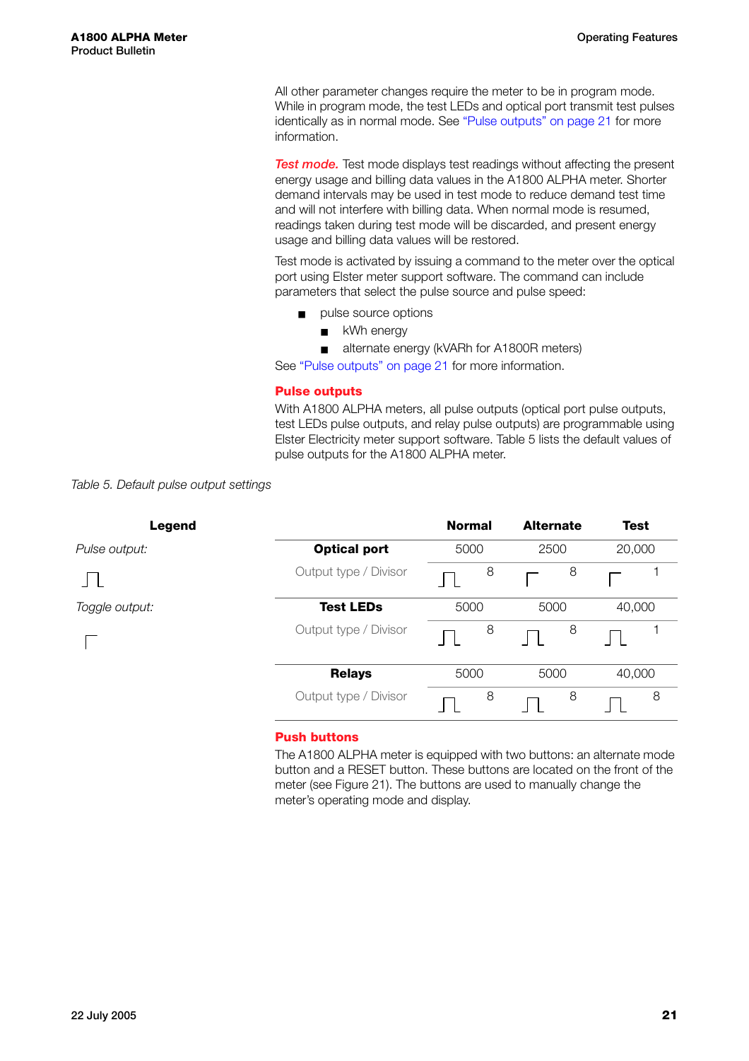All other parameter changes require the meter to be in program mode. While in program mode, the test LEDs and optical port transmit test pulses identically as in normal mode. See "Pulse outputs" on page 21 for more information.

***Test mode.*** Test mode displays test readings without affecting the present energy usage and billing data values in the A1800 ALPHA meter. Shorter demand intervals may be used in test mode to reduce demand test time and will not interfere with billing data. When normal mode is resumed, readings taken during test mode will be discarded, and present energy usage and billing data values will be restored.

Test mode is activated by issuing a command to the meter over the optical port using Elster meter support software. The command can include parameters that select the pulse source and pulse speed:

- pulse source options
  - kWh energy
  - alternate energy (kVARh for A1800R meters)

See "Pulse outputs" on page 21 for more information.

## Pulse outputs

With A1800 ALPHA meters, all pulse outputs (optical port pulse outputs, test LEDs pulse outputs, and relay pulse outputs) are programmable using Elster Electricity meter support software. Table 5 lists the default values of pulse outputs for the A1800 ALPHA meter.

*Table 5. Default pulse output settings*

**Legend**

*Pulse output:* ⎍

*Toggle output:* ⌐

| | Normal | Alternate | Test |
|---|---|---|---|
| **Optical port** | 5000 | 2500 | 20,000 |
| Output type / Divisor | Pulse / 8 | Toggle / 8 | Toggle / 1 |
| **Test LEDs** | 5000 | 5000 | 40,000 |
| Output type / Divisor | Pulse / 8 | Pulse / 8 | Pulse / 1 |
| **Relays** | 5000 | 5000 | 40,000 |
| Output type / Divisor | Pulse / 8 | Pulse / 8 | Pulse / 8 |

## Push buttons

The A1800 ALPHA meter is equipped with two buttons: an alternate mode button and a RESET button. These buttons are located on the front of the meter (see Figure 21). The buttons are used to manually change the meter's operating mode and display.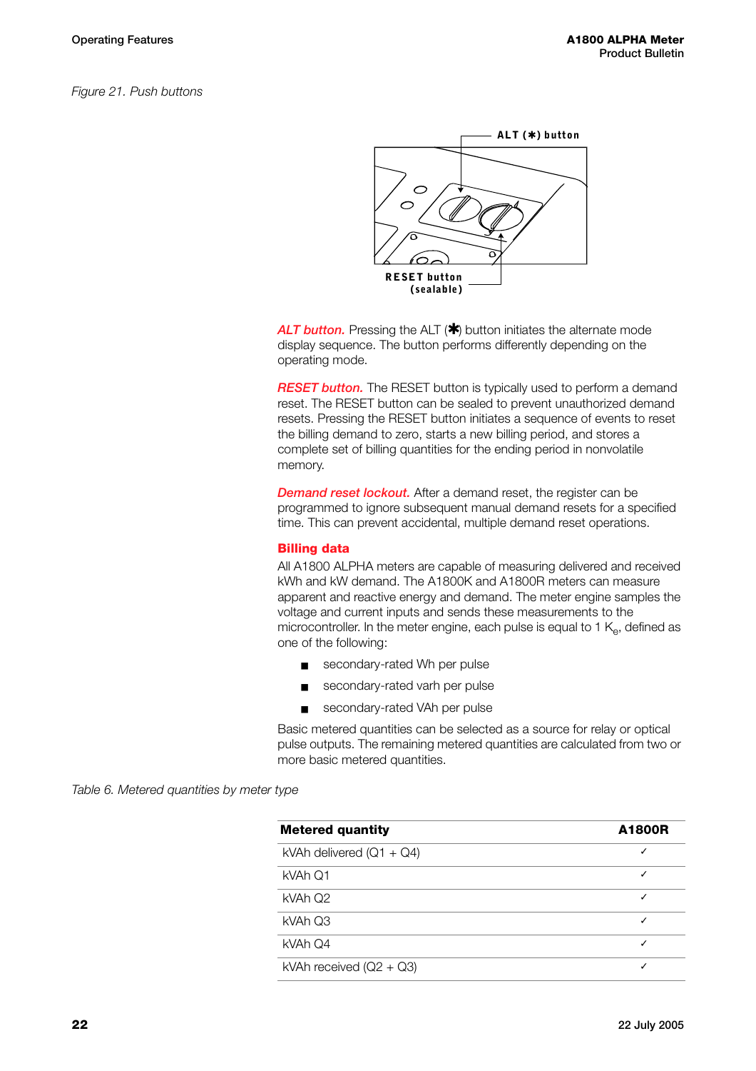*Figure 21. Push buttons*

***ALT button.*** Pressing the ALT (✱) button initiates the alternate mode display sequence. The button performs differently depending on the operating mode.

***RESET button.*** The RESET button is typically used to perform a demand reset. The RESET button can be sealed to prevent unauthorized demand resets. Pressing the RESET button initiates a sequence of events to reset the billing demand to zero, starts a new billing period, and stores a complete set of billing quantities for the ending period in nonvolatile memory.

***Demand reset lockout.*** After a demand reset, the register can be programmed to ignore subsequent manual demand resets for a specified time. This can prevent accidental, multiple demand reset operations.

## Billing data

All A1800 ALPHA meters are capable of measuring delivered and received kWh and kW demand. The A1800K and A1800R meters can measure apparent and reactive energy and demand. The meter engine samples the voltage and current inputs and sends these measurements to the microcontroller. In the meter engine, each pulse is equal to 1 $K_e$, defined as one of the following:

- secondary-rated Wh per pulse
- secondary-rated varh per pulse
- secondary-rated VAh per pulse

Basic metered quantities can be selected as a source for relay or optical pulse outputs. The remaining metered quantities are calculated from two or more basic metered quantities.

*Table 6. Metered quantities by meter type*

| Metered quantity | A1800R |
|---|---|
| kVAh delivered (Q1 + Q4) | ✓ |
| kVAh Q1 | ✓ |
| kVAh Q2 | ✓ |
| kVAh Q3 | ✓ |
| kVAh Q4 | ✓ |
| kVAh received (Q2 + Q3) | ✓ |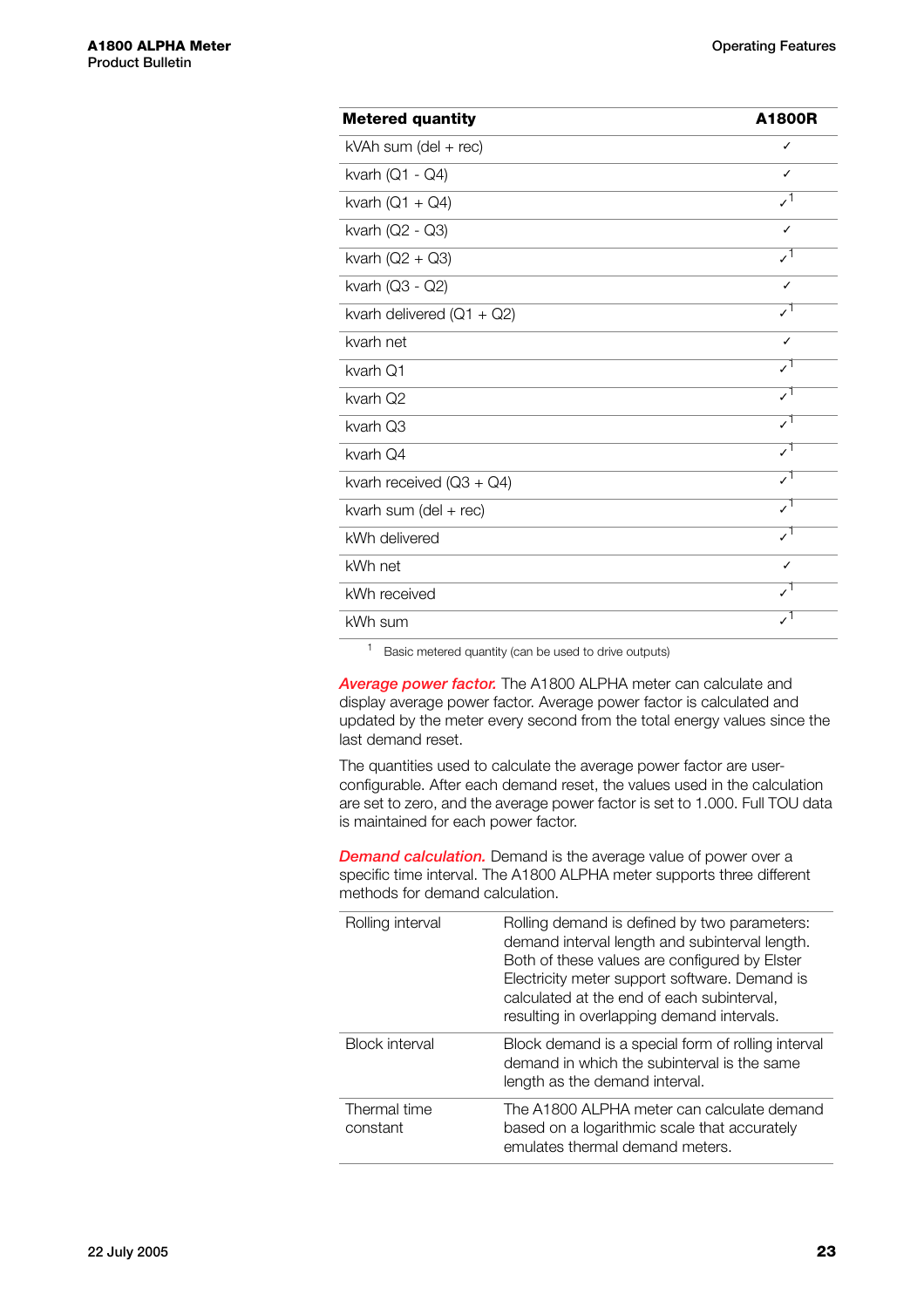| Metered quantity | A1800R |
|---|---|
| kVAh sum (del + rec) | ✓ |
| kvarh (Q1 - Q4) | ✓ |
| kvarh (Q1 + Q4) | ✓[1] |
| kvarh (Q2 - Q3) | ✓ |
| kvarh (Q2 + Q3) | ✓[1] |
| kvarh (Q3 - Q2) | ✓ |
| kvarh delivered (Q1 + Q2) | ✓[1] |
| kvarh net | ✓ |
| kvarh Q1 | ✓[1] |
| kvarh Q2 | ✓[1] |
| kvarh Q3 | ✓[1] |
| kvarh Q4 | ✓[1] |
| kvarh received (Q3 + Q4) | ✓[1] |
| kvarh sum (del + rec) | ✓[1] |
| kWh delivered | ✓[1] |
| kWh net | ✓ |
| kWh received | ✓[1] |
| kWh sum | ✓[1] |

[1] Basic metered quantity (can be used to drive outputs)

***Average power factor.*** The A1800 ALPHA meter can calculate and display average power factor. Average power factor is calculated and updated by the meter every second from the total energy values since the last demand reset.

The quantities used to calculate the average power factor are user-configurable. After each demand reset, the values used in the calculation are set to zero, and the average power factor is set to 1.000. Full TOU data is maintained for each power factor.

***Demand calculation.*** Demand is the average value of power over a specific time interval. The A1800 ALPHA meter supports three different methods for demand calculation.

| | |
|---|---|
| Rolling interval | Rolling demand is defined by two parameters: demand interval length and subinterval length. Both of these values are configured by Elster Electricity meter support software. Demand is calculated at the end of each subinterval, resulting in overlapping demand intervals. |
| Block interval | Block demand is a special form of rolling interval demand in which the subinterval is the same length as the demand interval. |
| Thermal time constant | The A1800 ALPHA meter can calculate demand based on a logarithmic scale that accurately emulates thermal demand meters. |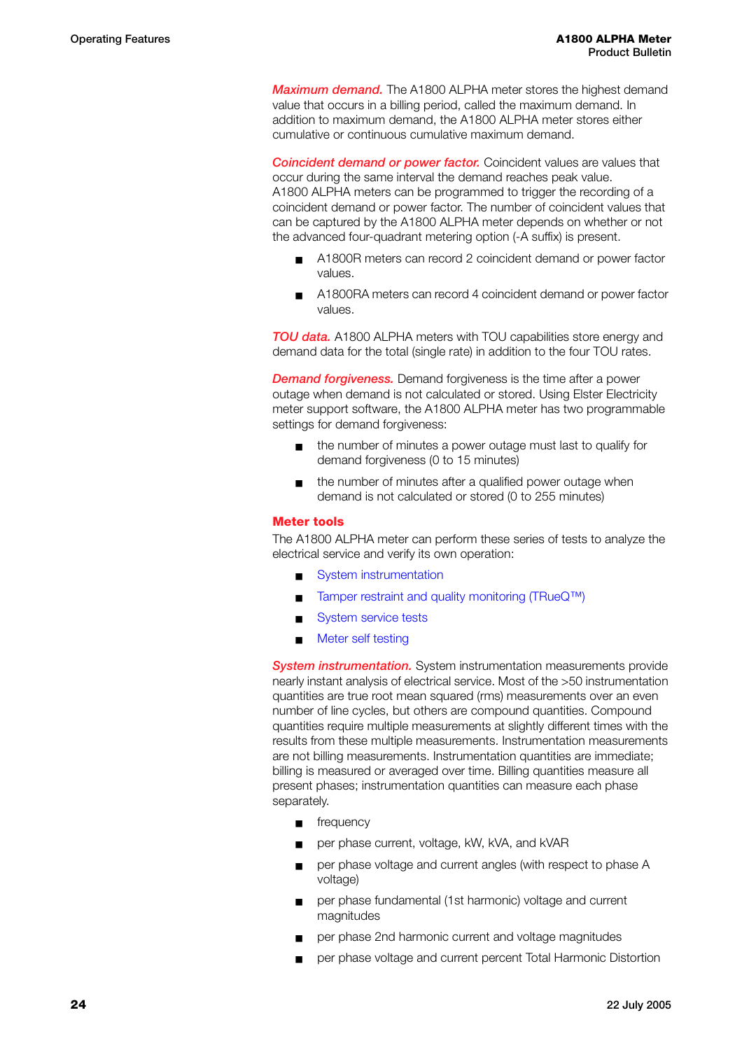***Maximum demand.*** The A1800 ALPHA meter stores the highest demand value that occurs in a billing period, called the maximum demand. In addition to maximum demand, the A1800 ALPHA meter stores either cumulative or continuous cumulative maximum demand.

***Coincident demand or power factor.*** Coincident values are values that occur during the same interval the demand reaches peak value. A1800 ALPHA meters can be programmed to trigger the recording of a coincident demand or power factor. The number of coincident values that can be captured by the A1800 ALPHA meter depends on whether or not the advanced four-quadrant metering option (-A suffix) is present.

- A1800R meters can record 2 coincident demand or power factor values.
- A1800RA meters can record 4 coincident demand or power factor values.

***TOU data.*** A1800 ALPHA meters with TOU capabilities store energy and demand data for the total (single rate) in addition to the four TOU rates.

***Demand forgiveness.*** Demand forgiveness is the time after a power outage when demand is not calculated or stored. Using Elster Electricty meter support software, the A1800 ALPHA meter has two programmable settings for demand forgiveness:

- the number of minutes a power outage must last to qualify for demand forgiveness (0 to 15 minutes)
- the number of minutes after a qualified power outage when demand is not calculated or stored (0 to 255 minutes)

## Meter tools

The A1800 ALPHA meter can perform these series of tests to analyze the electrical service and verify its own operation:

- System instrumentation
- Tamper restraint and quality monitoring (TRueQ™)
- System service tests
- Meter self testing

***System instrumentation.*** System instrumentation measurements provide nearly instant analysis of electrical service. Most of the >50 instrumentation quantities are true root mean squared (rms) measurements over an even number of line cycles, but others are compound quantities. Compound quantities require multiple measurements at slightly different times with the results from these multiple measurements. Instrumentation measurements are not billing measurements. Instrumentation quantities are immediate; billing is measured or averaged over time. Billing quantities measure all present phases; instrumentation quantities can measure each phase separately.

- frequency
- per phase current, voltage, kW, kVA, and kVAR
- per phase voltage and current angles (with respect to phase A voltage)
- per phase fundamental (1st harmonic) voltage and current magnitudes
- per phase 2nd harmonic current and voltage magnitudes
- per phase voltage and current percent Total Harmonic Distortion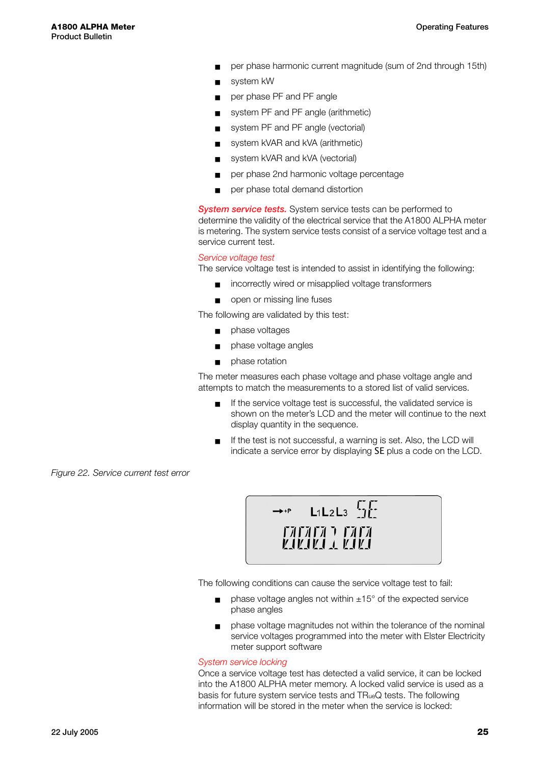- per phase harmonic current magnitude (sum of 2nd through 15th)
- system kW
- per phase PF and PF angle
- system PF and PF angle (arithmetic)
- system PF and PF angle (vectorial)
- system kVAR and kVA (arithmetic)
- system kVAR and kVA (vectorial)
- per phase 2nd harmonic voltage percentage
- per phase total demand distortion

***System service tests.*** System service tests can be performed to determine the validity of the electrical service that the A1800 ALPHA meter is metering. The system service tests consist of a service voltage test and a service current test.

*Service voltage test*

The service voltage test is intended to assist in identifying the following:

- incorrectly wired or misapplied voltage transformers
- open or missing line fuses

The following are validated by this test:

- phase voltages
- phase voltage angles
- phase rotation

The meter measures each phase voltage and phase voltage angle and attempts to match the measurements to a stored list of valid services.

- If the service voltage test is successful, the validated service is shown on the meter's LCD and the meter will continue to the next display quantity in the sequence.
- If the test is not successful, a warning is set. Also, the LCD will indicate a service error by displaying SE plus a code on the LCD.

*Figure 22. Service current test error*

The following conditions can cause the service voltage test to fail:

- phase voltage angles not within ±15° of the expected service phase angles
- phase voltage magnitudes not within the tolerance of the nominal service voltages programmed into the meter with Elster Electricity meter support software

*System service locking*

Once a service voltage test has detected a valid service, it can be locked into the A1800 ALPHA meter memory. A locked valid service is used as a basis for future system service tests and TRueQ tests. The following information will be stored in the meter when the service is locked: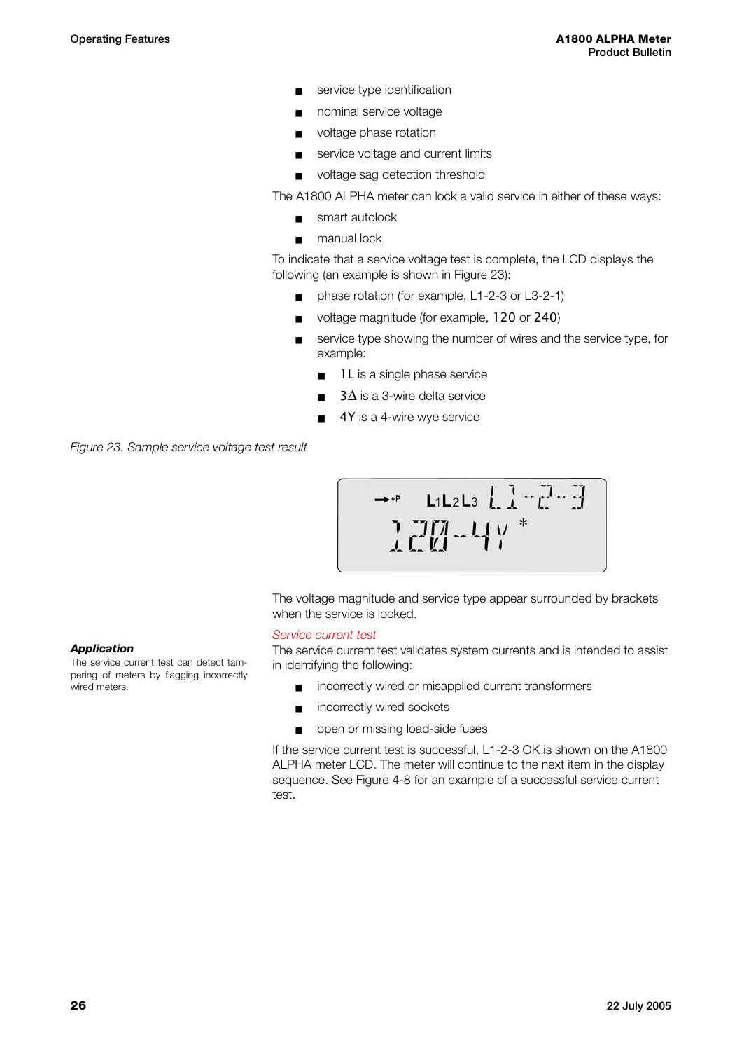- service type identification
- nominal service voltage
- voltage phase rotation
- service voltage and current limits
- voltage sag detection threshold

The A1800 ALPHA meter can lock a valid service in either of these ways:

- smart autolock
- manual lock

To indicate that a service voltage test is complete, the LCD displays the following (an example is shown in Figure 23):

- phase rotation (for example, L1-2-3 or L3-2-1)
- voltage magnitude (for example, 120 or 240)
- service type showing the number of wires and the service type, for example:
  - 1L is a single phase service
  - 3Δ is a 3-wire delta service
  - 4Y is a 4-wire wye service

*Figure 23. Sample service voltage test result*

The voltage magnitude and service type appear surrounded by brackets when the service is locked.

***Application***

The service current test can detect tampering of meters by flagging incorrectly wired meters.

*Service current test*

The service current test validates system currents and is intended to assist in identifying the following:

- incorrectly wired or misapplied current transformers
- incorrectly wired sockets
- open or missing load-side fuses

If the service current test is successful, L1-2-3 OK is shown on the A1800 ALPHA meter LCD. The meter will continue to the next item in the display sequence. See Figure 4-8 for an example of a successful service current test.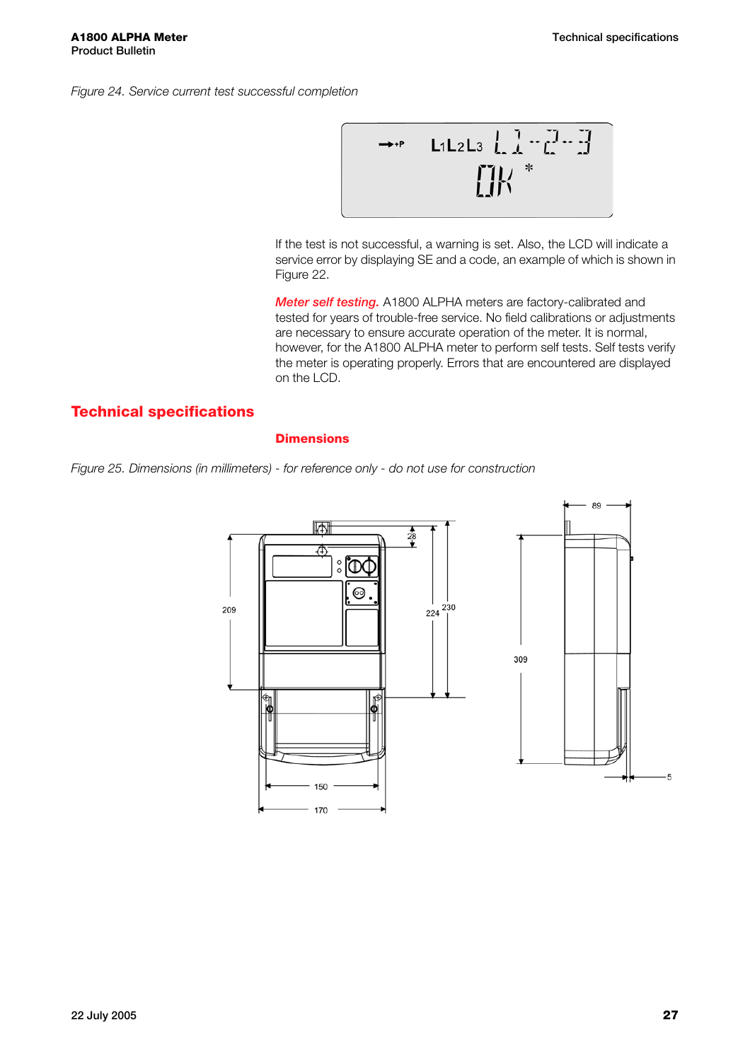Figure 24. Service current test successful completion

If the test is not successful, a warning is set. Also, the LCD will indicate a service error by displaying SE and a code, an example of which is shown in Figure 22.

***Meter self testing.*** A1800 ALPHA meters are factory-calibrated and tested for years of trouble-free service. No field calibrations or adjustments are necessary to ensure accurate operation of the meter. It is normal, however, for the A1800 ALPHA meter to perform self tests. Self tests verify the meter is operating properly. Errors that are encountered are displayed on the LCD.

## Technical specifications

### Dimensions

*Figure 25. Dimensions (in millimeters) - for reference only - do not use for construction*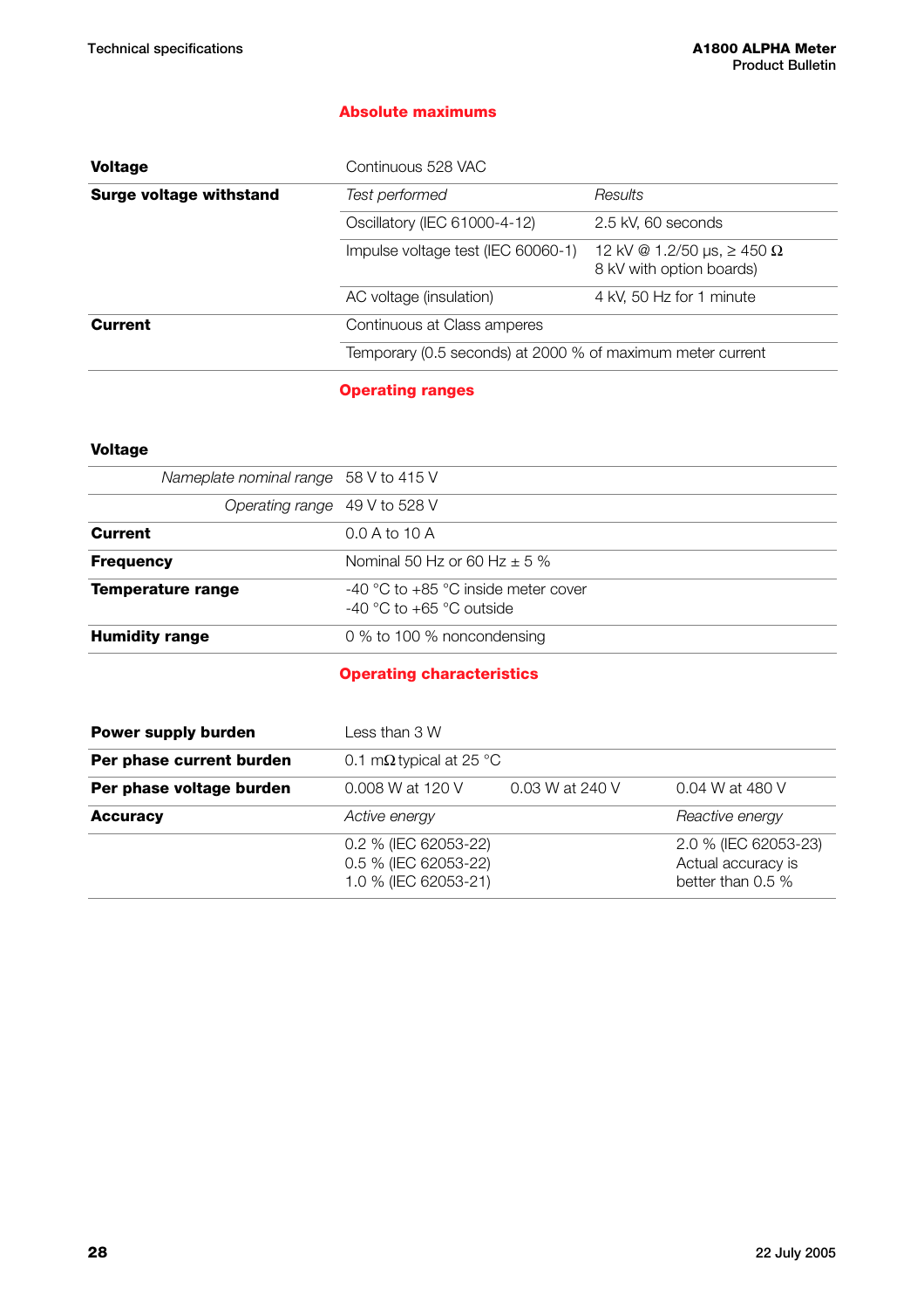## Absolute maximums

| | | |
|---|---|---|
| **Voltage** | Continuous 528 VAC | |
| **Surge voltage withstand** | *Test performed* | *Results* |
| | Oscillatory (IEC 61000-4-12) | 2.5 kV, 60 seconds |
| | Impulse voltage test (IEC 60060-1) | 12 kV @ 1.2/50 μs, ≥ 450 Ω<br>8 kV with option boards) |
| | AC voltage (insulation) | 4 kV, 50 Hz for 1 minute |
| **Current** | Continuous at Class amperes | |
| | Temporary (0.5 seconds) at 2000 % of maximum meter current | |

## Operating ranges

| | |
|---|---|
| **Voltage** | |
| *Nameplate nominal range* | 58 V to 415 V |
| *Operating range* | 49 V to 528 V |
| **Current** | 0.0 A to 10 A |
| **Frequency** | Nominal 50 Hz or 60 Hz ± 5 % |
| **Temperature range** | -40 °C to +85 °C inside meter cover<br>-40 °C to +65 °C outside |
| **Humidity range** | 0 % to 100 % noncondensing |

## Operating characteristics

| | | | |
|---|---|---|---|
| **Power supply burden** | Less than 3 W | | |
| **Per phase current burden** | 0.1 mΩ typical at 25 °C | | |
| **Per phase voltage burden** | 0.008 W at 120 V | 0.03 W at 240 V | 0.04 W at 480 V |
| **Accuracy** | *Active energy* | | *Reactive energy* |
| | 0.2 % (IEC 62053-22)<br>0.5 % (IEC 62053-22)<br>1.0 % (IEC 62053-21) | | 2.0 % (IEC 62053-23)<br>Actual accuracy is better than 0.5 % |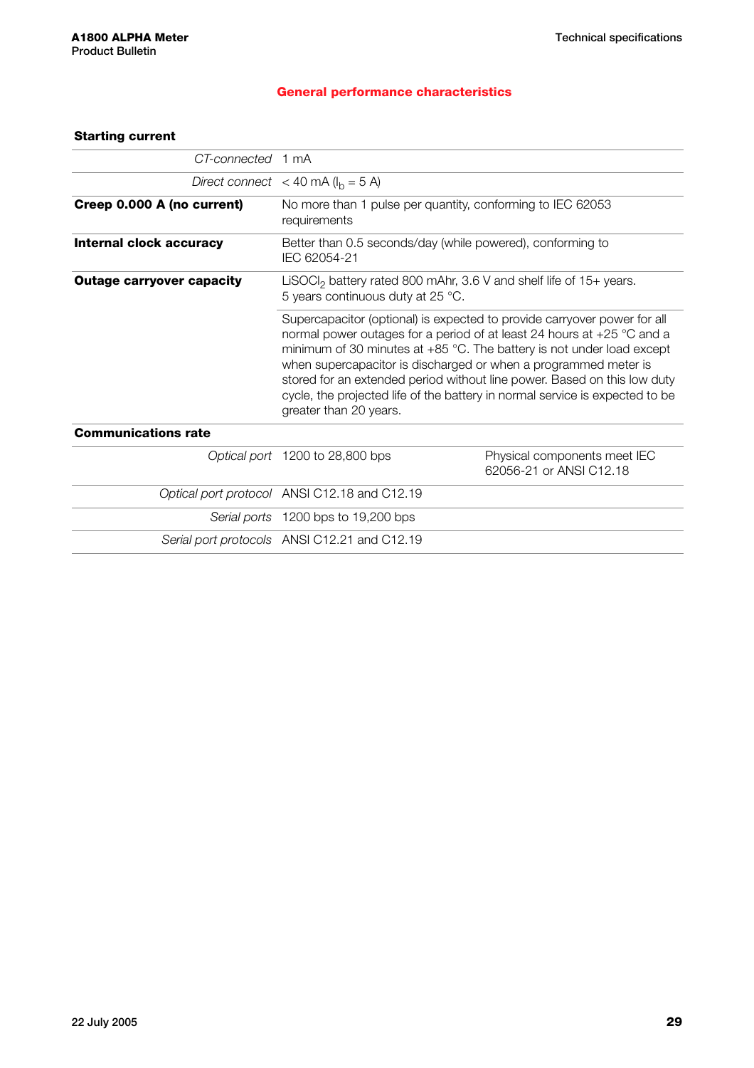## General performance characteristics

| | | |
|---|---|---|
| **Starting current** | | |
| *CT-connected* | 1 mA | |
| *Direct connect* | < 40 mA ($I_b$ = 5 A) | |
| **Creep 0.000 A (no current)** | No more than 1 pulse per quantity, conforming to IEC 62053 requirements | |
| **Internal clock accuracy** | Better than 0.5 seconds/day (while powered), conforming to IEC 62054-21 | |
| **Outage carryover capacity** | $LiSOCl_2$ battery rated 800 mAhr, 3.6 V and shelf life of 15+ years. 5 years continuous duty at 25 °C. | |
| | Supercapacitor (optional) is expected to provide carryover power for all normal power outages for a period of at least 24 hours at +25 °C and a minimum of 30 minutes at +85 °C. The battery is not under load except when supercapacitor is discharged or when a programmed meter is stored for an extended period without line power. Based on this low duty cycle, the projected life of the battery in normal service is expected to be greater than 20 years. | |
| **Communications rate** | | |
| *Optical port* | 1200 to 28,800 bps | Physical components meet IEC 62056-21 or ANSI C12.18 |
| *Optical port protocol* | ANSI C12.18 and C12.19 | |
| *Serial ports* | 1200 bps to 19,200 bps | |
| *Serial port protocols* | ANSI C12.21 and C12.19 | |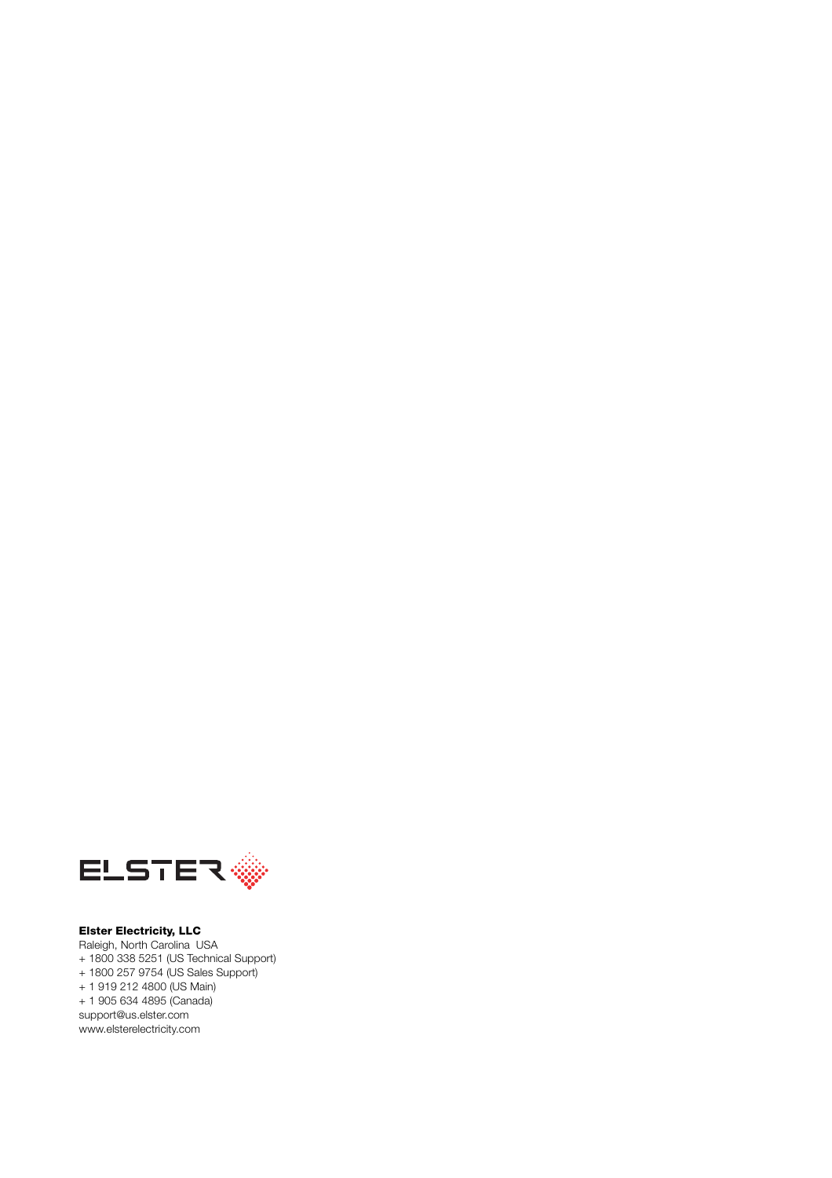ELSTER

**Elster Electricity, LLC**
Raleigh, North Carolina USA
+ 1800 338 5251 (US Technical Support)
+ 1800 257 9754 (US Sales Support)
+ 1 919 212 4800 (US Main)
+ 1 905 634 4895 (Canada)
support@us.elster.com
www.elsterelectricity.com